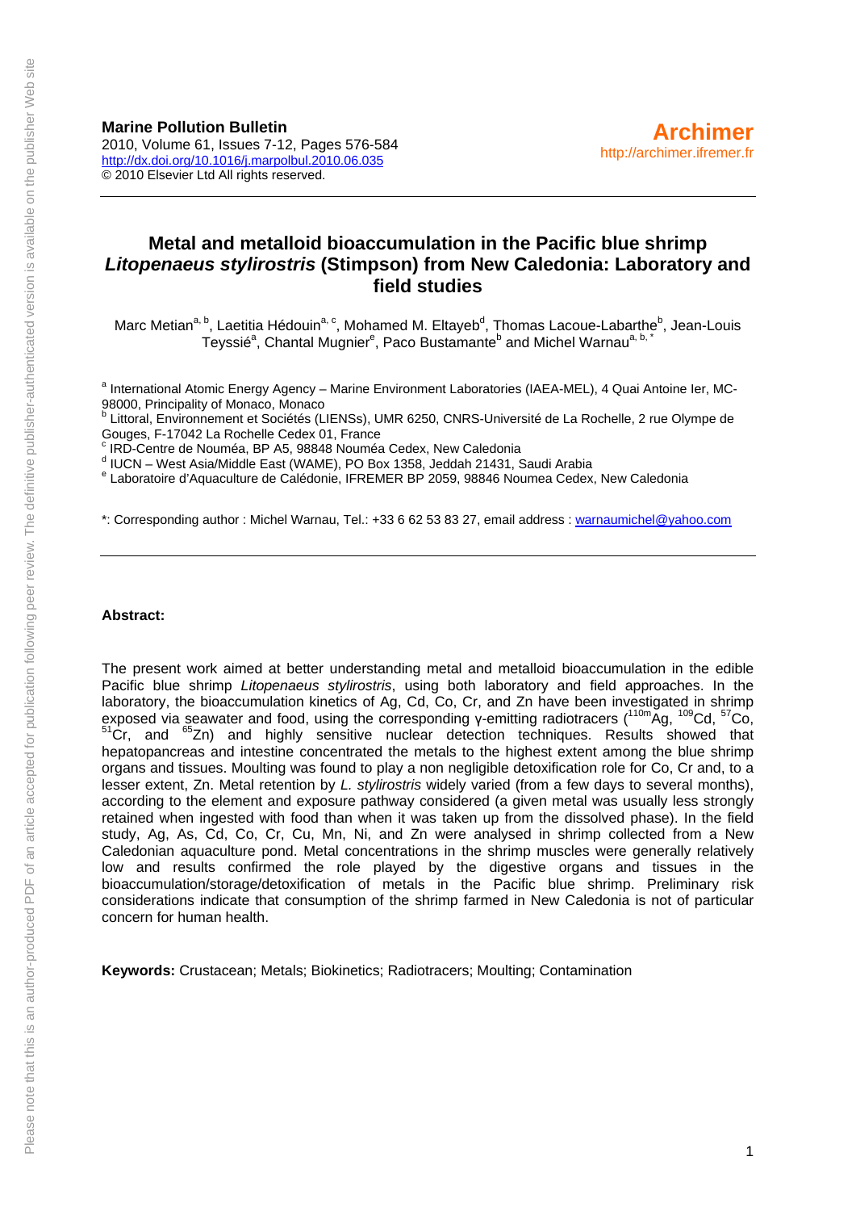**Marine Pollution Bulletin**
2010, Volume 61, Issues 7-12, Pages 576-584
http://dx.doi.org/10.1016/j.marpolbul.2010.06.035
© 2010 Elsevier Ltd All rights reserved.

**Archimer**
http://archimer.ifremer.fr

# Metal and metalloid bioaccumulation in the Pacific blue shrimp *Litopenaeus stylirostris* (Stimpson) from New Caledonia: Laboratory and field studies

Marc Metian[a, b], Laetitia Hédouin[a, c], Mohamed M. Eltayeb[d], Thomas Lacoue-Labarthe[b], Jean-Louis Teyssié[a], Chantal Mugnier[e], Paco Bustamante[b] and Michel Warnau[a, b, *]

[a] International Atomic Energy Agency – Marine Environment Laboratories (IAEA-MEL), 4 Quai Antoine Ier, MC-98000, Principality of Monaco, Monaco
[b] Littoral, Environnement et Sociétés (LIENSs), UMR 6250, CNRS-Université de La Rochelle, 2 rue Olympe de Gouges, F-17042 La Rochelle Cedex 01, France
[c] IRD-Centre de Nouméa, BP A5, 98848 Nouméa Cedex, New Caledonia
[d] IUCN – West Asia/Middle East (WAME), PO Box 1358, Jeddah 21431, Saudi Arabia
[e] Laboratoire d'Aquaculture de Calédonie, IFREMER BP 2059, 98846 Noumea Cedex, New Caledonia

*: Corresponding author : Michel Warnau, Tel.: +33 6 62 53 83 27, email address : warnaumichel@yahoo.com

**Abstract:**

The present work aimed at better understanding metal and metalloid bioaccumulation in the edible Pacific blue shrimp *Litopenaeus stylirostris*, using both laboratory and field approaches. In the laboratory, the bioaccumulation kinetics of Ag, Cd, Co, Cr, and Zn have been investigated in shrimp exposed via seawater and food, using the corresponding γ-emitting radiotracers ($^{110m}$Ag, $^{109}$Cd, $^{57}$Co, $^{51}$Cr, and $^{65}$Zn) and highly sensitive nuclear detection techniques. Results showed that hepatopancreas and intestine concentrated the metals to the highest extent among the blue shrimp organs and tissues. Moulting was found to play a non negligible detoxification role for Co, Cr and, to a lesser extent, Zn. Metal retention by *L. stylirostris* widely varied (from a few days to several months), according to the element and exposure pathway considered (a given metal was usually less strongly retained when ingested with food than when it was taken up from the dissolved phase). In the field study, Ag, As, Cd, Co, Cr, Cu, Mn, Ni, and Zn were analysed in shrimp collected from a New Caledonian aquaculture pond. Metal concentrations in the shrimp muscles were generally relatively low and results confirmed the role played by the digestive organs and tissues in the bioaccumulation/storage/detoxification of metals in the Pacific blue shrimp. Preliminary risk considerations indicate that consumption of the shrimp farmed in New Caledonia is not of particular concern for human health.

**Keywords:** Crustacean; Metals; Biokinetics; Radiotracers; Moulting; Contamination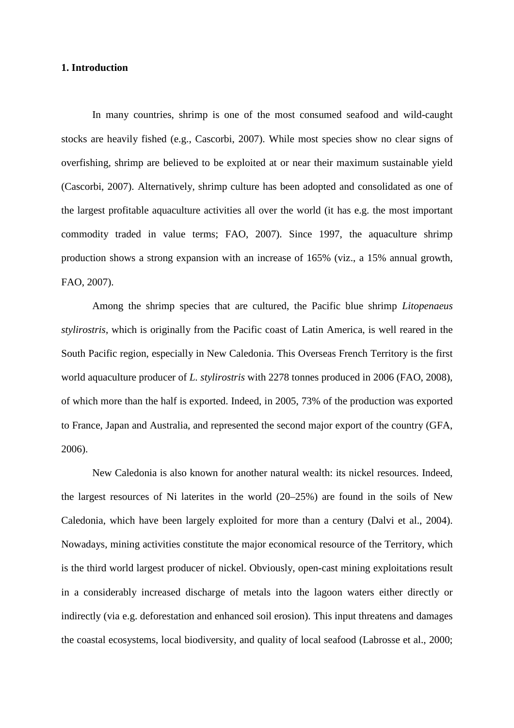## 1. Introduction

In many countries, shrimp is one of the most consumed seafood and wild-caught stocks are heavily fished (e.g., Cascorbi, 2007). While most species show no clear signs of overfishing, shrimp are believed to be exploited at or near their maximum sustainable yield (Cascorbi, 2007). Alternatively, shrimp culture has been adopted and consolidated as one of the largest profitable aquaculture activities all over the world (it has e.g. the most important commodity traded in value terms; FAO, 2007). Since 1997, the aquaculture shrimp production shows a strong expansion with an increase of 165% (viz., a 15% annual growth, FAO, 2007).

Among the shrimp species that are cultured, the Pacific blue shrimp *Litopenaeus stylirostris*, which is originally from the Pacific coast of Latin America, is well reared in the South Pacific region, especially in New Caledonia. This Overseas French Territory is the first world aquaculture producer of *L. stylirostris* with 2278 tonnes produced in 2006 (FAO, 2008), of which more than the half is exported. Indeed, in 2005, 73% of the production was exported to France, Japan and Australia, and represented the second major export of the country (GFA, 2006).

New Caledonia is also known for another natural wealth: its nickel resources. Indeed, the largest resources of Ni laterites in the world (20–25%) are found in the soils of New Caledonia, which have been largely exploited for more than a century (Dalvi et al., 2004). Nowadays, mining activities constitute the major economical resource of the Territory, which is the third world largest producer of nickel. Obviously, open-cast mining exploitations result in a considerably increased discharge of metals into the lagoon waters either directly or indirectly (via e.g. deforestation and enhanced soil erosion). This input threatens and damages the coastal ecosystems, local biodiversity, and quality of local seafood (Labrosse et al., 2000;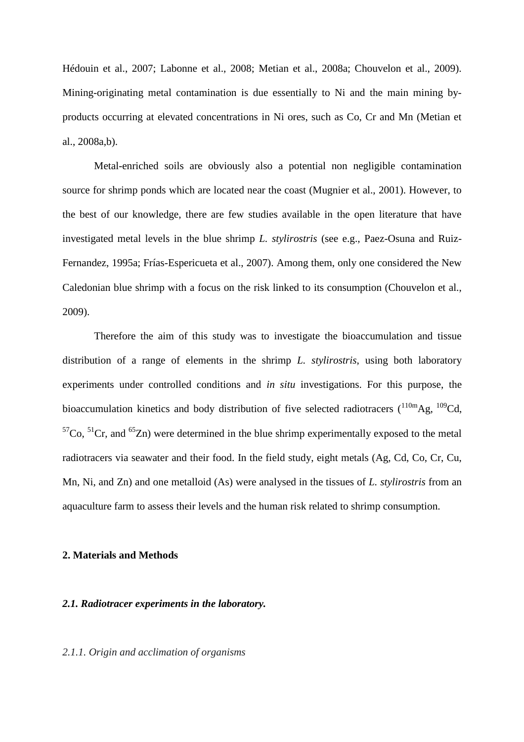Hédouin et al., 2007; Labonne et al., 2008; Metian et al., 2008a; Chouvelon et al., 2009). Mining-originating metal contamination is due essentially to Ni and the main mining by-products occurring at elevated concentrations in Ni ores, such as Co, Cr and Mn (Metian et al., 2008a,b).

Metal-enriched soils are obviously also a potential non negligible contamination source for shrimp ponds which are located near the coast (Mugnier et al., 2001). However, to the best of our knowledge, there are few studies available in the open literature that have investigated metal levels in the blue shrimp *L. stylirostris* (see e.g., Paez-Osuna and Ruiz-Fernandez, 1995a; Frías-Espericueta et al., 2007). Among them, only one considered the New Caledonian blue shrimp with a focus on the risk linked to its consumption (Chouvelon et al., 2009).

Therefore the aim of this study was to investigate the bioaccumulation and tissue distribution of a range of elements in the shrimp *L. stylirostris*, using both laboratory experiments under controlled conditions and *in situ* investigations. For this purpose, the bioaccumulation kinetics and body distribution of five selected radiotracers ($^{110m}$Ag, $^{109}$Cd, $^{57}$Co, $^{51}$Cr, and $^{65}$Zn) were determined in the blue shrimp experimentally exposed to the metal radiotracers via seawater and their food. In the field study, eight metals (Ag, Cd, Co, Cr, Cu, Mn, Ni, and Zn) and one metalloid (As) were analysed in the tissues of *L. stylirostris* from an aquaculture farm to assess their levels and the human risk related to shrimp consumption.

## 2. Materials and Methods

### *2.1. Radiotracer experiments in the laboratory.*

#### *2.1.1. Origin and acclimation of organisms*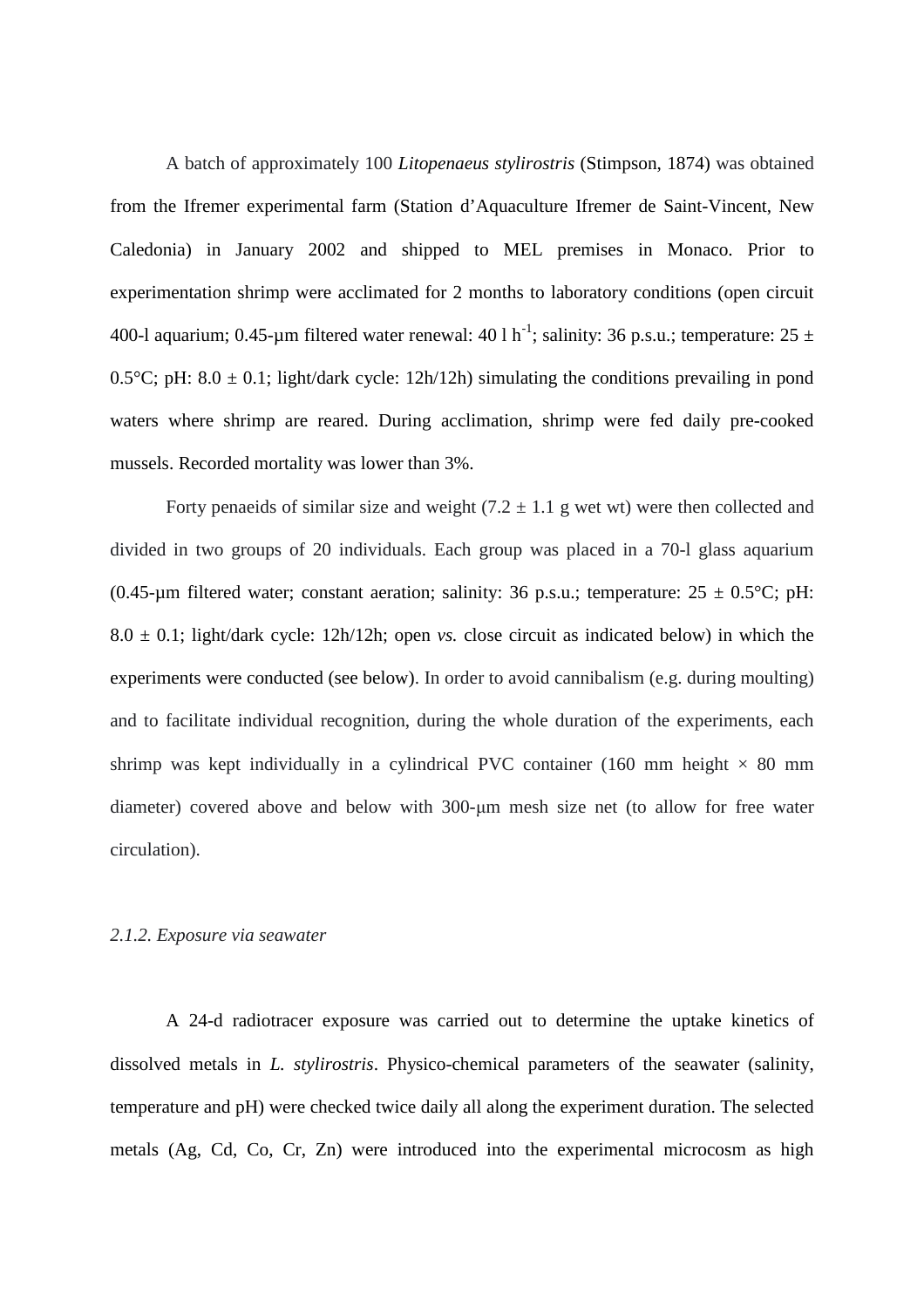A batch of approximately 100 *Litopenaeus stylirostris* (Stimpson, 1874) was obtained from the Ifremer experimental farm (Station d'Aquaculture Ifremer de Saint-Vincent, New Caledonia) in January 2002 and shipped to MEL premises in Monaco. Prior to experimentation shrimp were acclimated for 2 months to laboratory conditions (open circuit 400-l aquarium; 0.45-µm filtered water renewal: 40 l $h^{-1}$; salinity: 36 p.s.u.; temperature: 25 ± 0.5°C; pH: 8.0 ± 0.1; light/dark cycle: 12h/12h) simulating the conditions prevailing in pond waters where shrimp are reared. During acclimation, shrimp were fed daily pre-cooked mussels. Recorded mortality was lower than 3%.

Forty penaeids of similar size and weight (7.2 ± 1.1 g wet wt) were then collected and divided in two groups of 20 individuals. Each group was placed in a 70-l glass aquarium (0.45-µm filtered water; constant aeration; salinity: 36 p.s.u.; temperature: 25 ± 0.5°C; pH: 8.0 ± 0.1; light/dark cycle: 12h/12h; open *vs.* close circuit as indicated below) in which the experiments were conducted (see below). In order to avoid cannibalism (e.g. during moulting) and to facilitate individual recognition, during the whole duration of the experiments, each shrimp was kept individually in a cylindrical PVC container (160 mm height × 80 mm diameter) covered above and below with 300-µm mesh size net (to allow for free water circulation).

### *2.1.2. Exposure via seawater*

A 24-d radiotracer exposure was carried out to determine the uptake kinetics of dissolved metals in *L. stylirostris*. Physico-chemical parameters of the seawater (salinity, temperature and pH) were checked twice daily all along the experiment duration. The selected metals (Ag, Cd, Co, Cr, Zn) were introduced into the experimental microcosm as high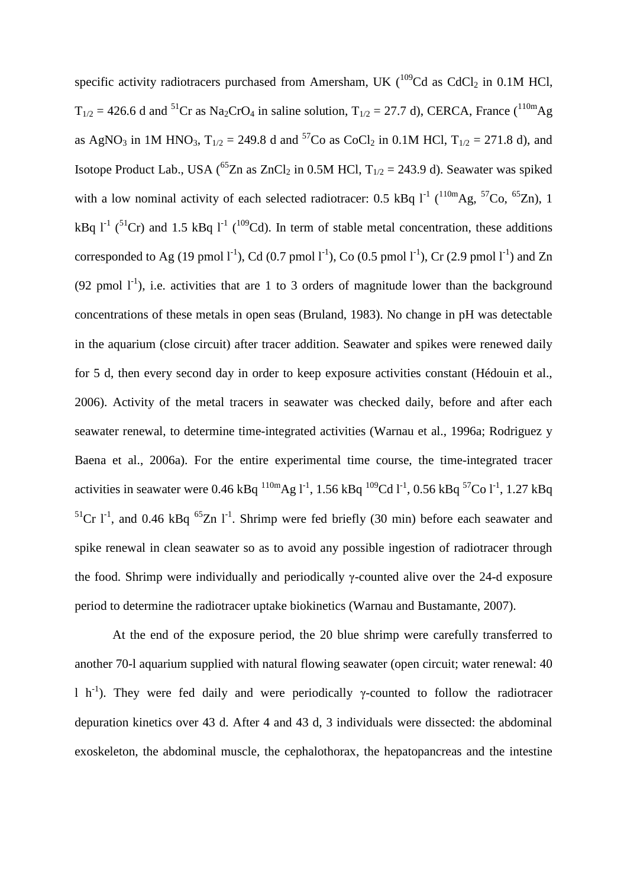specific activity radiotracers purchased from Amersham, UK ($^{109}$Cd as $CdCl_2$ in 0.1M HCl, $T_{1/2}$ = 426.6 d and $^{51}$Cr as $Na_2CrO_4$ in saline solution, $T_{1/2}$ = 27.7 d), CERCA, France ($^{110m}$Ag as $AgNO_3$ in 1M $HNO_3$, $T_{1/2}$ = 249.8 d and $^{57}$Co as $CoCl_2$ in 0.1M HCl, $T_{1/2}$ = 271.8 d), and Isotope Product Lab., USA ($^{65}$Zn as $ZnCl_2$ in 0.5M HCl, $T_{1/2}$ = 243.9 d). Seawater was spiked with a low nominal activity of each selected radiotracer: 0.5 kBq $l^{-1}$ ($^{110m}$Ag, $^{57}$Co, $^{65}$Zn), 1 kBq $l^{-1}$ ($^{51}$Cr) and 1.5 kBq $l^{-1}$ ($^{109}$Cd). In term of stable metal concentration, these additions corresponded to Ag (19 pmol $l^{-1}$), Cd (0.7 pmol $l^{-1}$), Co (0.5 pmol $l^{-1}$), Cr (2.9 pmol $l^{-1}$) and Zn (92 pmol $l^{-1}$), i.e. activities that are 1 to 3 orders of magnitude lower than the background concentrations of these metals in open seas (Bruland, 1983). No change in pH was detectable in the aquarium (close circuit) after tracer addition. Seawater and spikes were renewed daily for 5 d, then every second day in order to keep exposure activities constant (Hédouin et al., 2006). Activity of the metal tracers in seawater was checked daily, before and after each seawater renewal, to determine time-integrated activities (Warnau et al., 1996a; Rodriguez y Baena et al., 2006a). For the entire experimental time course, the time-integrated tracer activities in seawater were 0.46 kBq $^{110m}$Ag $l^{-1}$, 1.56 kBq $^{109}$Cd $l^{-1}$, 0.56 kBq $^{57}$Co $l^{-1}$, 1.27 kBq $^{51}$Cr $l^{-1}$, and 0.46 kBq $^{65}$Zn $l^{-1}$. Shrimp were fed briefly (30 min) before each seawater and spike renewal in clean seawater so as to avoid any possible ingestion of radiotracer through the food. Shrimp were individually and periodically $\gamma$-counted alive over the 24-d exposure period to determine the radiotracer uptake biokinetics (Warnau and Bustamante, 2007).

At the end of the exposure period, the 20 blue shrimp were carefully transferred to another 70-l aquarium supplied with natural flowing seawater (open circuit; water renewal: 40 l $h^{-1}$). They were fed daily and were periodically $\gamma$-counted to follow the radiotracer depuration kinetics over 43 d. After 4 and 43 d, 3 individuals were dissected: the abdominal exoskeleton, the abdominal muscle, the cephalothorax, the hepatopancreas and the intestine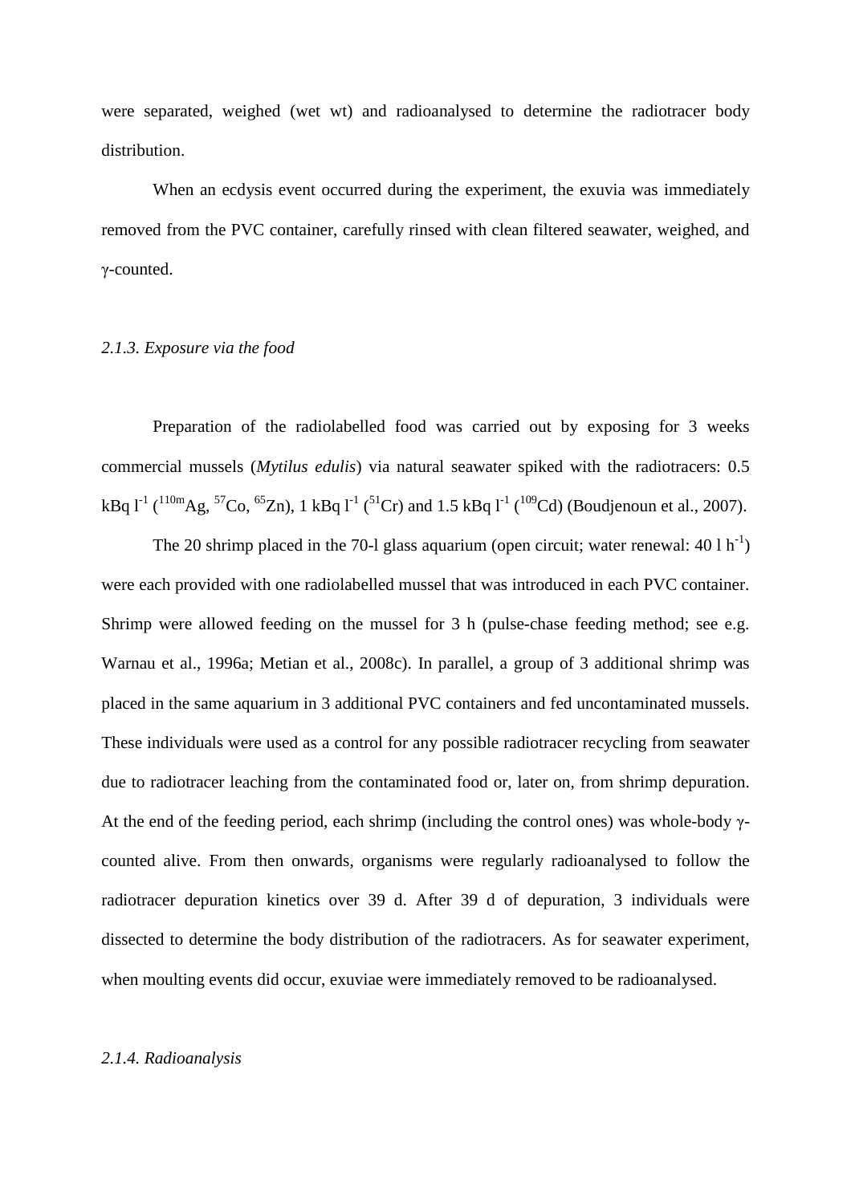were separated, weighed (wet wt) and radioanalysed to determine the radiotracer body distribution.

When an ecdysis event occurred during the experiment, the exuvia was immediately removed from the PVC container, carefully rinsed with clean filtered seawater, weighed, and γ-counted.

*2.1.3. Exposure via the food*

Preparation of the radiolabelled food was carried out by exposing for 3 weeks commercial mussels (*Mytilus edulis*) via natural seawater spiked with the radiotracers: 0.5 kBq $l^{-1}$ ($^{110m}$Ag, $^{57}$Co, $^{65}$Zn), 1 kBq $l^{-1}$ ($^{51}$Cr) and 1.5 kBq $l^{-1}$ ($^{109}$Cd) (Boudjenoun et al., 2007).

The 20 shrimp placed in the 70-l glass aquarium (open circuit; water renewal: 40 l $h^{-1}$) were each provided with one radiolabelled mussel that was introduced in each PVC container. Shrimp were allowed feeding on the mussel for 3 h (pulse-chase feeding method; see e.g. Warnau et al., 1996a; Metian et al., 2008c). In parallel, a group of 3 additional shrimp was placed in the same aquarium in 3 additional PVC containers and fed uncontaminated mussels. These individuals were used as a control for any possible radiotracer recycling from seawater due to radiotracer leaching from the contaminated food or, later on, from shrimp depuration. At the end of the feeding period, each shrimp (including the control ones) was whole-body γ-counted alive. From then onwards, organisms were regularly radioanalysed to follow the radiotracer depuration kinetics over 39 d. After 39 d of depuration, 3 individuals were dissected to determine the body distribution of the radiotracers. As for seawater experiment, when moulting events did occur, exuviae were immediately removed to be radioanalysed.

*2.1.4. Radioanalysis*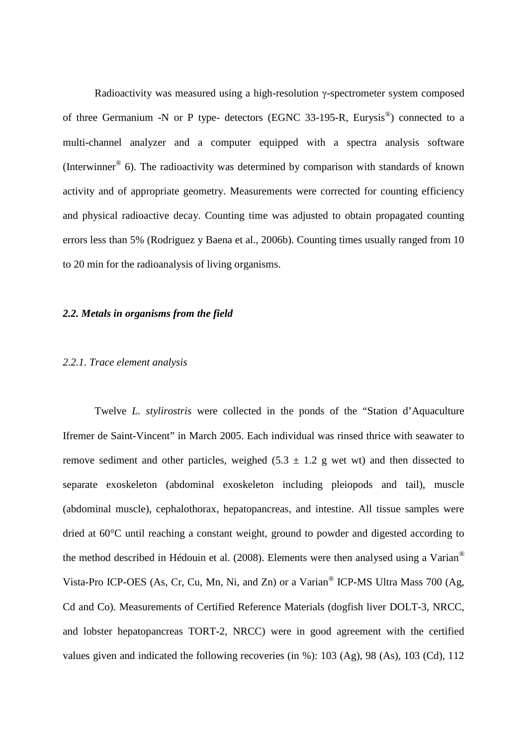Radioactivity was measured using a high-resolution γ-spectrometer system composed of three Germanium -N or P type- detectors (EGNC 33-195-R, Eurysis®) connected to a multi-channel analyzer and a computer equipped with a spectra analysis software (Interwinner® 6). The radioactivity was determined by comparison with standards of known activity and of appropriate geometry. Measurements were corrected for counting efficiency and physical radioactive decay. Counting time was adjusted to obtain propagated counting errors less than 5% (Rodriguez y Baena et al., 2006b). Counting times usually ranged from 10 to 20 min for the radioanalysis of living organisms.

### *2.2. Metals in organisms from the field*

#### *2.2.1. Trace element analysis*

Twelve *L. stylirostris* were collected in the ponds of the "Station d'Aquaculture Ifremer de Saint-Vincent" in March 2005. Each individual was rinsed thrice with seawater to remove sediment and other particles, weighed (5.3 ± 1.2 g wet wt) and then dissected to separate exoskeleton (abdominal exoskeleton including pleiopods and tail), muscle (abdominal muscle), cephalothorax, hepatopancreas, and intestine. All tissue samples were dried at 60°C until reaching a constant weight, ground to powder and digested according to the method described in Hédouin et al. (2008). Elements were then analysed using a Varian® Vista-Pro ICP-OES (As, Cr, Cu, Mn, Ni, and Zn) or a Varian® ICP-MS Ultra Mass 700 (Ag, Cd and Co). Measurements of Certified Reference Materials (dogfish liver DOLT-3, NRCC, and lobster hepatopancreas TORT-2, NRCC) were in good agreement with the certified values given and indicated the following recoveries (in %): 103 (Ag), 98 (As), 103 (Cd), 112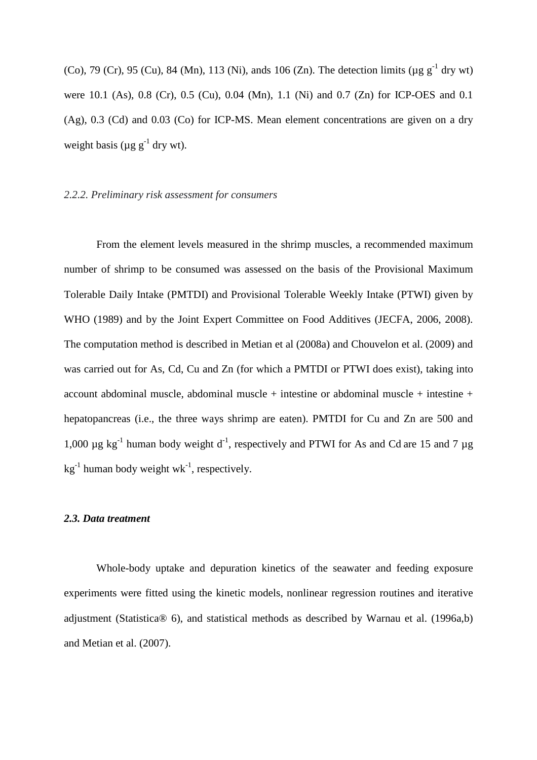(Co), 79 (Cr), 95 (Cu), 84 (Mn), 113 (Ni), ands 106 (Zn). The detection limits (µg $g^{-1}$ dry wt) were 10.1 (As), 0.8 (Cr), 0.5 (Cu), 0.04 (Mn), 1.1 (Ni) and 0.7 (Zn) for ICP-OES and 0.1 (Ag), 0.3 (Cd) and 0.03 (Co) for ICP-MS. Mean element concentrations are given on a dry weight basis (µg $g^{-1}$ dry wt).

### *2.2.2. Preliminary risk assessment for consumers*

From the element levels measured in the shrimp muscles, a recommended maximum number of shrimp to be consumed was assessed on the basis of the Provisional Maximum Tolerable Daily Intake (PMTDI) and Provisional Tolerable Weekly Intake (PTWI) given by WHO (1989) and by the Joint Expert Committee on Food Additives (JECFA, 2006, 2008). The computation method is described in Metian et al (2008a) and Chouvelon et al. (2009) and was carried out for As, Cd, Cu and Zn (for which a PMTDI or PTWI does exist), taking into account abdominal muscle, abdominal muscle + intestine or abdominal muscle + intestine + hepatopancreas (i.e., the three ways shrimp are eaten). PMTDI for Cu and Zn are 500 and 1,000 µg $kg^{-1}$ human body weight $d^{-1}$, respectively and PTWI for As and Cd are 15 and 7 µg $kg^{-1}$ human body weight $wk^{-1}$, respectively.

## ***2.3. Data treatment***

Whole-body uptake and depuration kinetics of the seawater and feeding exposure experiments were fitted using the kinetic models, nonlinear regression routines and iterative adjustment (Statistica® 6), and statistical methods as described by Warnau et al. (1996a,b) and Metian et al. (2007).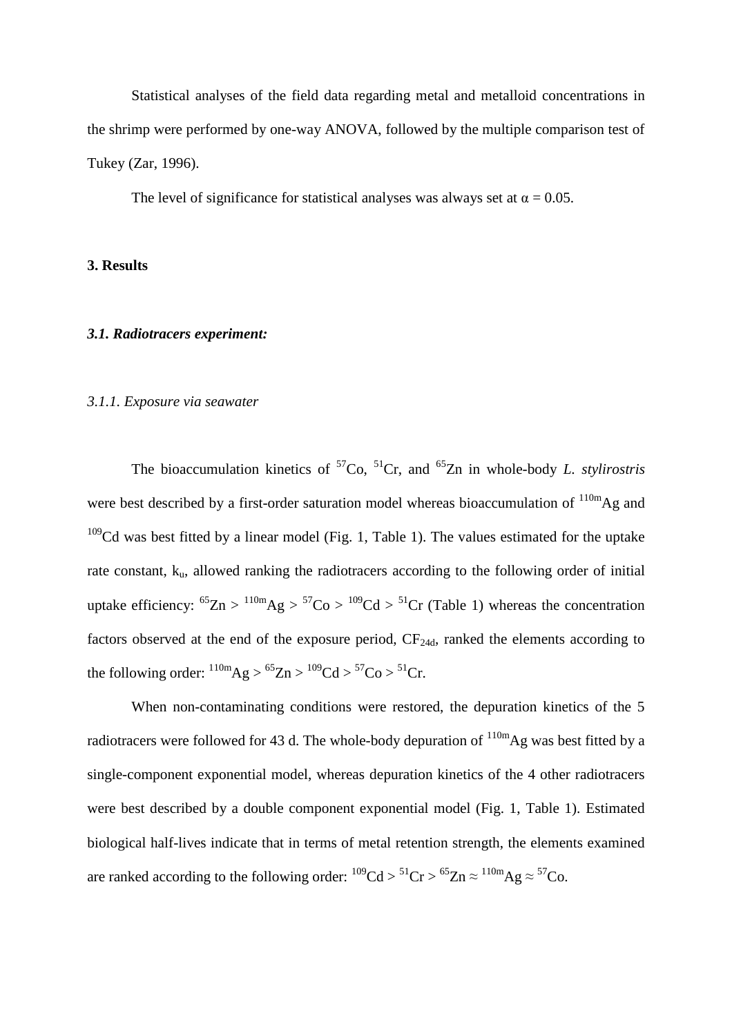Statistical analyses of the field data regarding metal and metalloid concentrations in the shrimp were performed by one-way ANOVA, followed by the multiple comparison test of Tukey (Zar, 1996).

The level of significance for statistical analyses was always set at $\alpha = 0.05$.

# 3. Results

## *3.1. Radiotracers experiment:*

### *3.1.1. Exposure via seawater*

The bioaccumulation kinetics of $^{57}Co$, $^{51}Cr$, and $^{65}Zn$ in whole-body *L. stylirostris* were best described by a first-order saturation model whereas bioaccumulation of $^{110m}Ag$ and $^{109}Cd$ was best fitted by a linear model (Fig. 1, Table 1). The values estimated for the uptake rate constant, $k_u$, allowed ranking the radiotracers according to the following order of initial uptake efficiency: $^{65}Zn > ^{110m}Ag > ^{57}Co > ^{109}Cd > ^{51}Cr$ (Table 1) whereas the concentration factors observed at the end of the exposure period, $CF_{24d}$, ranked the elements according to the following order: $^{110m}Ag > ^{65}Zn > ^{109}Cd > ^{57}Co > ^{51}Cr$.

When non-contaminating conditions were restored, the depuration kinetics of the 5 radiotracers were followed for 43 d. The whole-body depuration of $^{110m}Ag$ was best fitted by a single-component exponential model, whereas depuration kinetics of the 4 other radiotracers were best described by a double component exponential model (Fig. 1, Table 1). Estimated biological half-lives indicate that in terms of metal retention strength, the elements examined are ranked according to the following order: $^{109}Cd > ^{51}Cr > ^{65}Zn \approx ^{110m}Ag \approx ^{57}Co$.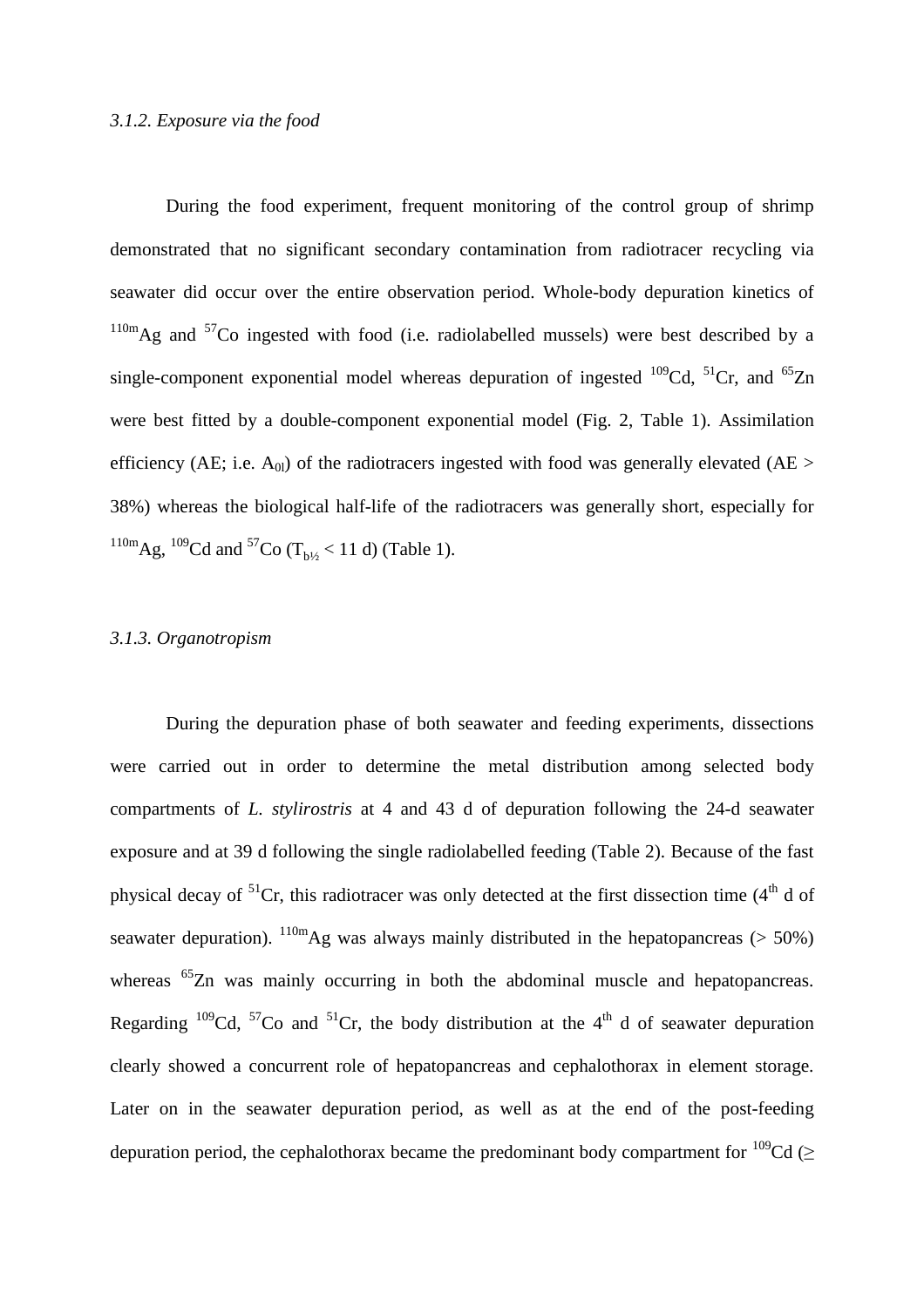### *3.1.2. Exposure via the food*

During the food experiment, frequent monitoring of the control group of shrimp demonstrated that no significant secondary contamination from radiotracer recycling via seawater did occur over the entire observation period. Whole-body depuration kinetics of $^{110m}$Ag and $^{57}$Co ingested with food (i.e. radiolabelled mussels) were best described by a single-component exponential model whereas depuration of ingested $^{109}$Cd, $^{51}$Cr, and $^{65}$Zn were best fitted by a double-component exponential model (Fig. 2, Table 1). Assimilation efficiency (AE; i.e. $A_{0l}$) of the radiotracers ingested with food was generally elevated (AE > 38%) whereas the biological half-life of the radiotracers was generally short, especially for $^{110m}$Ag, $^{109}$Cd and $^{57}$Co ($T_{b½}$ < 11 d) (Table 1).

### *3.1.3. Organotropism*

During the depuration phase of both seawater and feeding experiments, dissections were carried out in order to determine the metal distribution among selected body compartments of *L. stylirostris* at 4 and 43 d of depuration following the 24-d seawater exposure and at 39 d following the single radiolabelled feeding (Table 2). Because of the fast physical decay of $^{51}$Cr, this radiotracer was only detected at the first dissection time (4$^{th}$ d of seawater depuration). $^{110m}$Ag was always mainly distributed in the hepatopancreas (> 50%) whereas $^{65}$Zn was mainly occurring in both the abdominal muscle and hepatopancreas. Regarding $^{109}$Cd, $^{57}$Co and $^{51}$Cr, the body distribution at the 4$^{th}$ d of seawater depuration clearly showed a concurrent role of hepatopancreas and cephalothorax in element storage. Later on in the seawater depuration period, as well as at the end of the post-feeding depuration period, the cephalothorax became the predominant body compartment for $^{109}$Cd (≥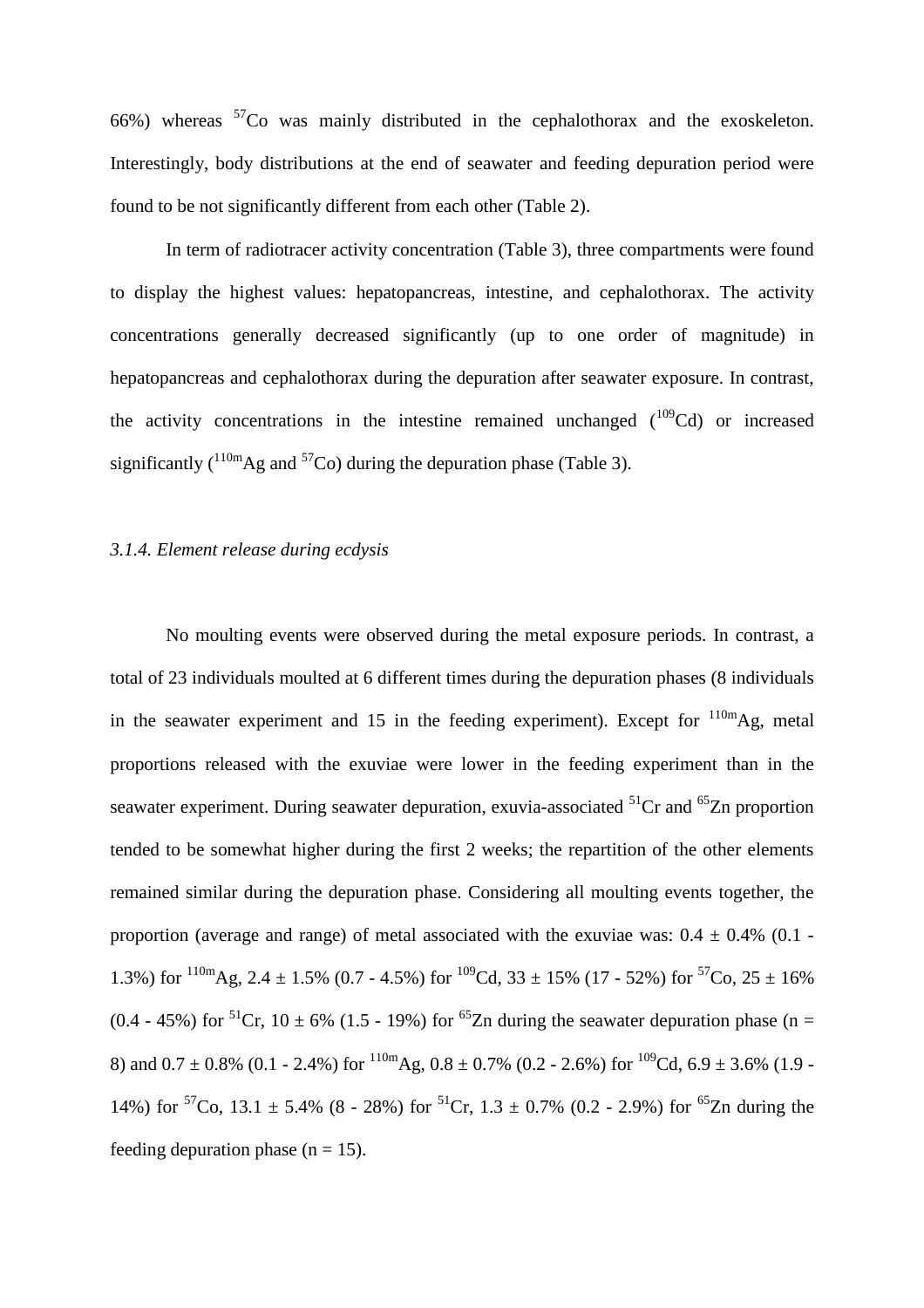66%) whereas $^{57}$Co was mainly distributed in the cephalothorax and the exoskeleton. Interestingly, body distributions at the end of seawater and feeding depuration period were found to be not significantly different from each other (Table 2).

In term of radiotracer activity concentration (Table 3), three compartments were found to display the highest values: hepatopancreas, intestine, and cephalothorax. The activity concentrations generally decreased significantly (up to one order of magnitude) in hepatopancreas and cephalothorax during the depuration after seawater exposure. In contrast, the activity concentrations in the intestine remained unchanged ($^{109}$Cd) or increased significantly ($^{110m}$Ag and $^{57}$Co) during the depuration phase (Table 3).

### *3.1.4. Element release during ecdysis*

No moulting events were observed during the metal exposure periods. In contrast, a total of 23 individuals moulted at 6 different times during the depuration phases (8 individuals in the seawater experiment and 15 in the feeding experiment). Except for $^{110m}$Ag, metal proportions released with the exuviae were lower in the feeding experiment than in the seawater experiment. During seawater depuration, exuvia-associated $^{51}$Cr and $^{65}$Zn proportion tended to be somewhat higher during the first 2 weeks; the repartition of the other elements remained similar during the depuration phase. Considering all moulting events together, the proportion (average and range) of metal associated with the exuviae was: $0.4 \pm 0.4\%$ (0.1 - 1.3%) for $^{110m}$Ag, $2.4 \pm 1.5\%$ (0.7 - 4.5%) for $^{109}$Cd, $33 \pm 15\%$ (17 - 52%) for $^{57}$Co, $25 \pm 16\%$ (0.4 - 45%) for $^{51}$Cr, $10 \pm 6\%$ (1.5 - 19%) for $^{65}$Zn during the seawater depuration phase ($n = 8$) and $0.7 \pm 0.8\%$ (0.1 - 2.4%) for $^{110m}$Ag, $0.8 \pm 0.7\%$ (0.2 - 2.6%) for $^{109}$Cd, $6.9 \pm 3.6\%$ (1.9 - 14%) for $^{57}$Co, $13.1 \pm 5.4\%$ (8 - 28%) for $^{51}$Cr, $1.3 \pm 0.7\%$ (0.2 - 2.9%) for $^{65}$Zn during the feeding depuration phase ($n = 15$).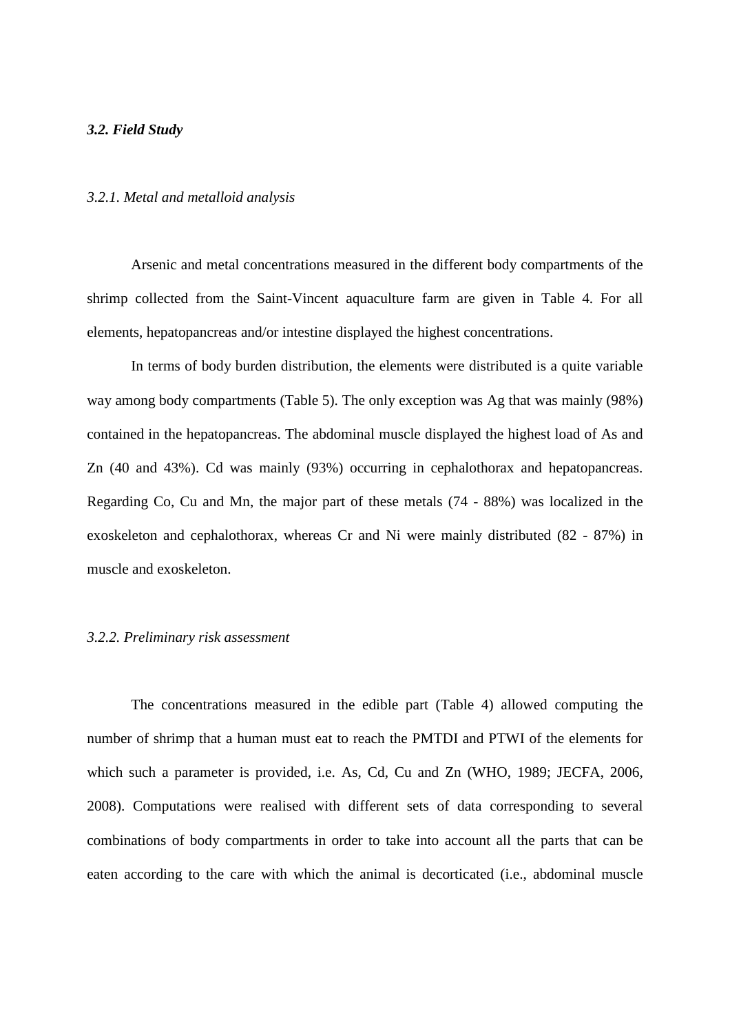### *3.2. Field Study*

#### *3.2.1. Metal and metalloid analysis*

Arsenic and metal concentrations measured in the different body compartments of the shrimp collected from the Saint-Vincent aquaculture farm are given in Table 4. For all elements, hepatopancreas and/or intestine displayed the highest concentrations.

In terms of body burden distribution, the elements were distributed is a quite variable way among body compartments (Table 5). The only exception was Ag that was mainly (98%) contained in the hepatopancreas. The abdominal muscle displayed the highest load of As and Zn (40 and 43%). Cd was mainly (93%) occurring in cephalothorax and hepatopancreas. Regarding Co, Cu and Mn, the major part of these metals (74 - 88%) was localized in the exoskeleton and cephalothorax, whereas Cr and Ni were mainly distributed (82 - 87%) in muscle and exoskeleton.

#### *3.2.2. Preliminary risk assessment*

The concentrations measured in the edible part (Table 4) allowed computing the number of shrimp that a human must eat to reach the PMTDI and PTWI of the elements for which such a parameter is provided, i.e. As, Cd, Cu and Zn (WHO, 1989; JECFA, 2006, 2008). Computations were realised with different sets of data corresponding to several combinations of body compartments in order to take into account all the parts that can be eaten according to the care with which the animal is decorticated (i.e., abdominal muscle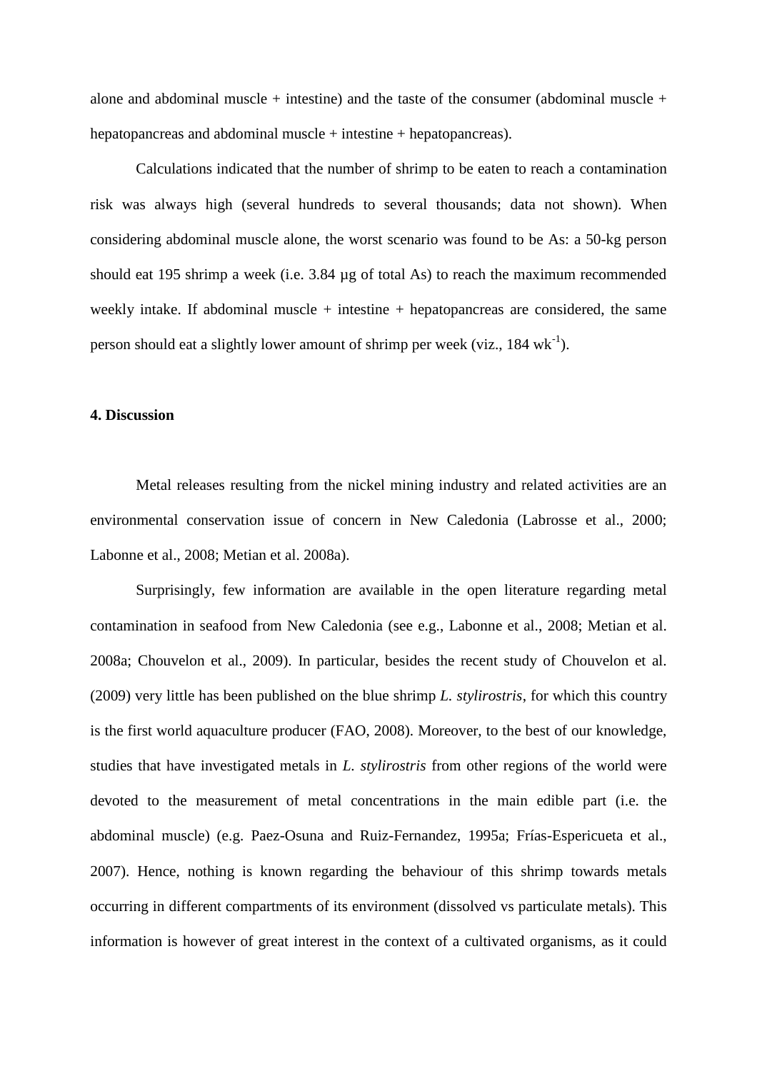alone and abdominal muscle + intestine) and the taste of the consumer (abdominal muscle + hepatopancreas and abdominal muscle + intestine + hepatopancreas).

Calculations indicated that the number of shrimp to be eaten to reach a contamination risk was always high (several hundreds to several thousands; data not shown). When considering abdominal muscle alone, the worst scenario was found to be As: a 50-kg person should eat 195 shrimp a week (i.e. 3.84 µg of total As) to reach the maximum recommended weekly intake. If abdominal muscle + intestine + hepatopancreas are considered, the same person should eat a slightly lower amount of shrimp per week (viz., 184 $wk^{-1}$).

## 4. Discussion

Metal releases resulting from the nickel mining industry and related activities are an environmental conservation issue of concern in New Caledonia (Labrosse et al., 2000; Labonne et al., 2008; Metian et al. 2008a).

Surprisingly, few information are available in the open literature regarding metal contamination in seafood from New Caledonia (see e.g., Labonne et al., 2008; Metian et al. 2008a; Chouvelon et al., 2009). In particular, besides the recent study of Chouvelon et al. (2009) very little has been published on the blue shrimp *L. stylirostris*, for which this country is the first world aquaculture producer (FAO, 2008). Moreover, to the best of our knowledge, studies that have investigated metals in *L. stylirostris* from other regions of the world were devoted to the measurement of metal concentrations in the main edible part (i.e. the abdominal muscle) (e.g. Paez-Osuna and Ruiz-Fernandez, 1995a; Frías-Espericueta et al., 2007). Hence, nothing is known regarding the behaviour of this shrimp towards metals occurring in different compartments of its environment (dissolved vs particulate metals). This information is however of great interest in the context of a cultivated organisms, as it could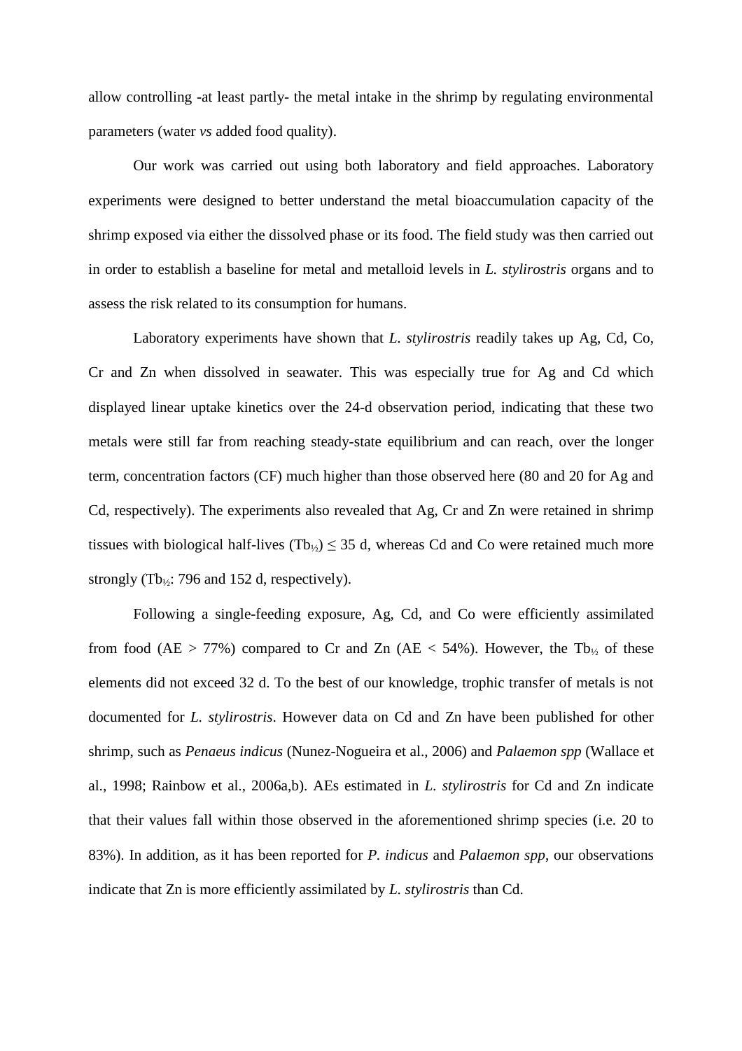allow controlling -at least partly- the metal intake in the shrimp by regulating environmental parameters (water *vs* added food quality).

Our work was carried out using both laboratory and field approaches. Laboratory experiments were designed to better understand the metal bioaccumulation capacity of the shrimp exposed via either the dissolved phase or its food. The field study was then carried out in order to establish a baseline for metal and metalloid levels in *L. stylirostris* organs and to assess the risk related to its consumption for humans.

Laboratory experiments have shown that *L. stylirostris* readily takes up Ag, Cd, Co, Cr and Zn when dissolved in seawater. This was especially true for Ag and Cd which displayed linear uptake kinetics over the 24-d observation period, indicating that these two metals were still far from reaching steady-state equilibrium and can reach, over the longer term, concentration factors (CF) much higher than those observed here (80 and 20 for Ag and Cd, respectively). The experiments also revealed that Ag, Cr and Zn were retained in shrimp tissues with biological half-lives ($Tb_{½}$) ≤ 35 d, whereas Cd and Co were retained much more strongly ($Tb_{½}$: 796 and 152 d, respectively).

Following a single-feeding exposure, Ag, Cd, and Co were efficiently assimilated from food (AE > 77%) compared to Cr and Zn (AE < 54%). However, the $Tb_{½}$ of these elements did not exceed 32 d. To the best of our knowledge, trophic transfer of metals is not documented for *L. stylirostris*. However data on Cd and Zn have been published for other shrimp, such as *Penaeus indicus* (Nunez-Nogueira et al., 2006) and *Palaemon spp* (Wallace et al., 1998; Rainbow et al., 2006a,b). AEs estimated in *L. stylirostris* for Cd and Zn indicate that their values fall within those observed in the aforementioned shrimp species (i.e. 20 to 83%). In addition, as it has been reported for *P. indicus* and *Palaemon spp*, our observations indicate that Zn is more efficiently assimilated by *L. stylirostris* than Cd.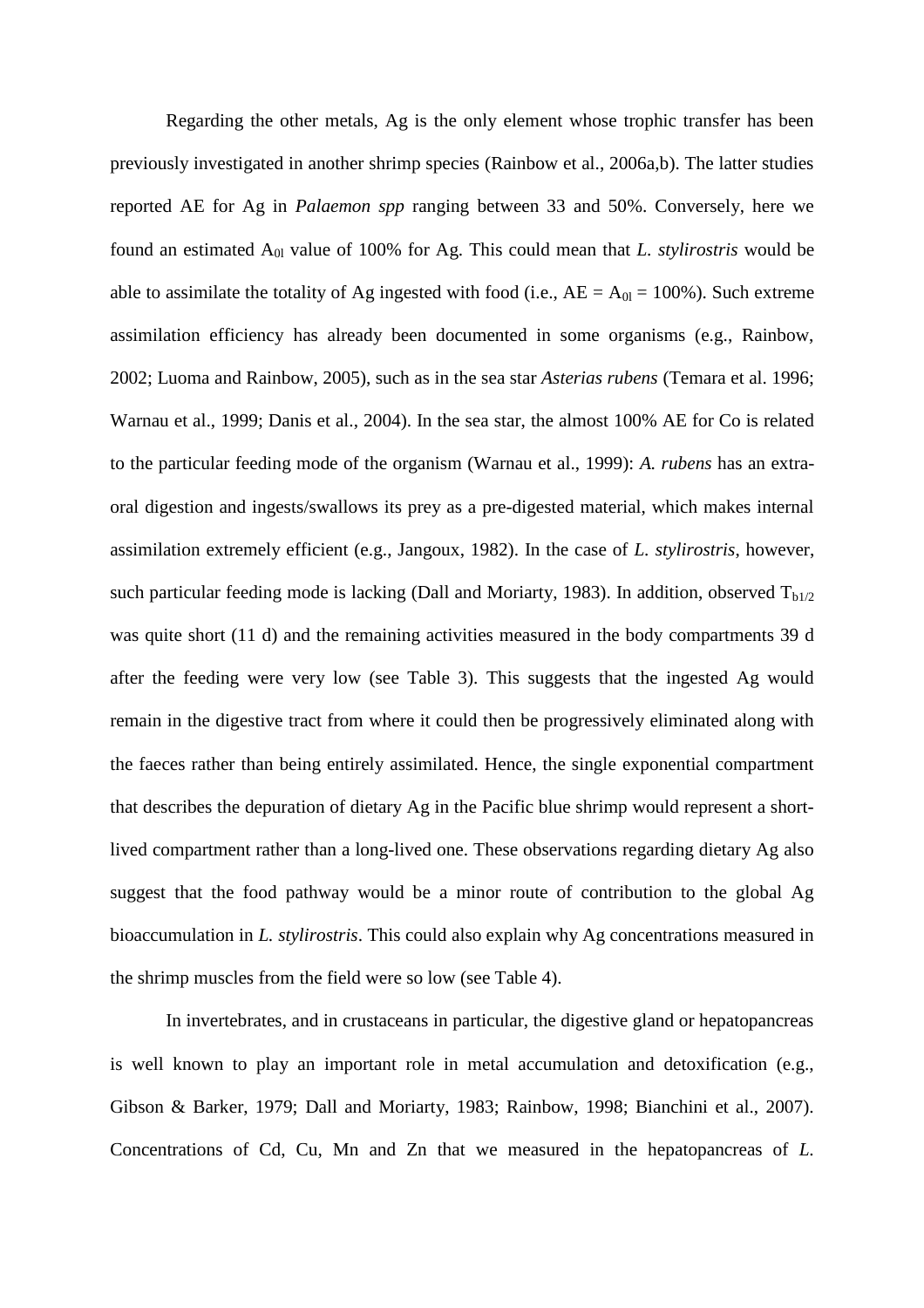Regarding the other metals, Ag is the only element whose trophic transfer has been previously investigated in another shrimp species (Rainbow et al., 2006a,b). The latter studies reported AE for Ag in *Palaemon spp* ranging between 33 and 50%. Conversely, here we found an estimated $A_{0l}$ value of 100% for Ag. This could mean that *L. stylirostris* would be able to assimilate the totality of Ag ingested with food (i.e., AE = $A_{0l}$ = 100%). Such extreme assimilation efficiency has already been documented in some organisms (e.g., Rainbow, 2002; Luoma and Rainbow, 2005), such as in the sea star *Asterias rubens* (Temara et al. 1996; Warnau et al., 1999; Danis et al., 2004). In the sea star, the almost 100% AE for Co is related to the particular feeding mode of the organism (Warnau et al., 1999): *A. rubens* has an extra-oral digestion and ingests/swallows its prey as a pre-digested material, which makes internal assimilation extremely efficient (e.g., Jangoux, 1982). In the case of *L. stylirostris*, however, such particular feeding mode is lacking (Dall and Moriarty, 1983). In addition, observed $T_{b1/2}$ was quite short (11 d) and the remaining activities measured in the body compartments 39 d after the feeding were very low (see Table 3). This suggests that the ingested Ag would remain in the digestive tract from where it could then be progressively eliminated along with the faeces rather than being entirely assimilated. Hence, the single exponential compartment that describes the depuration of dietary Ag in the Pacific blue shrimp would represent a short-lived compartment rather than a long-lived one. These observations regarding dietary Ag also suggest that the food pathway would be a minor route of contribution to the global Ag bioaccumulation in *L. stylirostris*. This could also explain why Ag concentrations measured in the shrimp muscles from the field were so low (see Table 4).

In invertebrates, and in crustaceans in particular, the digestive gland or hepatopancreas is well known to play an important role in metal accumulation and detoxification (e.g., Gibson & Barker, 1979; Dall and Moriarty, 1983; Rainbow, 1998; Bianchini et al., 2007). Concentrations of Cd, Cu, Mn and Zn that we measured in the hepatopancreas of *L.*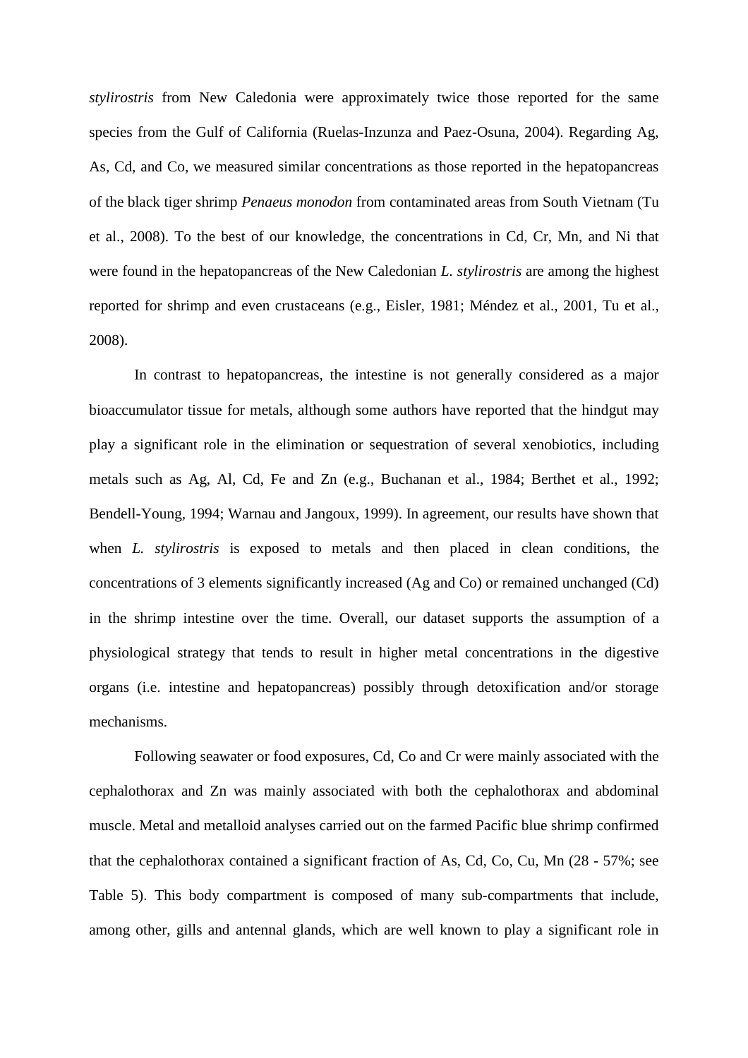*stylirostris* from New Caledonia were approximately twice those reported for the same species from the Gulf of California (Ruelas-Inzunza and Paez-Osuna, 2004). Regarding Ag, As, Cd, and Co, we measured similar concentrations as those reported in the hepatopancreas of the black tiger shrimp *Penaeus monodon* from contaminated areas from South Vietnam (Tu et al., 2008). To the best of our knowledge, the concentrations in Cd, Cr, Mn, and Ni that were found in the hepatopancreas of the New Caledonian *L. stylirostris* are among the highest reported for shrimp and even crustaceans (e.g., Eisler, 1981; Méndez et al., 2001, Tu et al., 2008).

In contrast to hepatopancreas, the intestine is not generally considered as a major bioaccumulator tissue for metals, although some authors have reported that the hindgut may play a significant role in the elimination or sequestration of several xenobiotics, including metals such as Ag, Al, Cd, Fe and Zn (e.g., Buchanan et al., 1984; Berthet et al., 1992; Bendell-Young, 1994; Warnau and Jangoux, 1999). In agreement, our results have shown that when *L. stylirostris* is exposed to metals and then placed in clean conditions, the concentrations of 3 elements significantly increased (Ag and Co) or remained unchanged (Cd) in the shrimp intestine over the time. Overall, our dataset supports the assumption of a physiological strategy that tends to result in higher metal concentrations in the digestive organs (i.e. intestine and hepatopancreas) possibly through detoxification and/or storage mechanisms.

Following seawater or food exposures, Cd, Co and Cr were mainly associated with the cephalothorax and Zn was mainly associated with both the cephalothorax and abdominal muscle. Metal and metalloid analyses carried out on the farmed Pacific blue shrimp confirmed that the cephalothorax contained a significant fraction of As, Cd, Co, Cu, Mn (28 - 57%; see Table 5). This body compartment is composed of many sub-compartments that include, among other, gills and antennal glands, which are well known to play a significant role in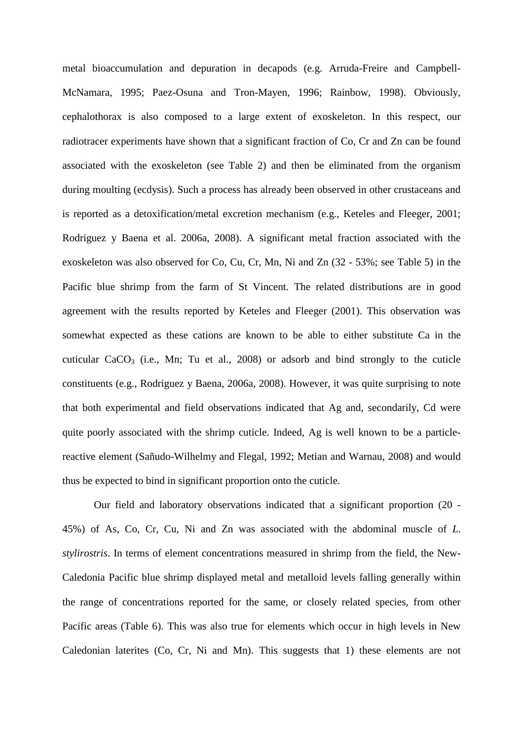metal bioaccumulation and depuration in decapods (e.g. Arruda-Freire and Campbell-McNamara, 1995; Paez-Osuna and Tron-Mayen, 1996; Rainbow, 1998). Obviously, cephalothorax is also composed to a large extent of exoskeleton. In this respect, our radiotracer experiments have shown that a significant fraction of Co, Cr and Zn can be found associated with the exoskeleton (see Table 2) and then be eliminated from the organism during moulting (ecdysis). Such a process has already been observed in other crustaceans and is reported as a detoxification/metal excretion mechanism (e.g., Keteles and Fleeger, 2001; Rodriguez y Baena et al. 2006a, 2008). A significant metal fraction associated with the exoskeleton was also observed for Co, Cu, Cr, Mn, Ni and Zn (32 - 53%; see Table 5) in the Pacific blue shrimp from the farm of St Vincent. The related distributions are in good agreement with the results reported by Keteles and Fleeger (2001). This observation was somewhat expected as these cations are known to be able to either substitute Ca in the cuticular $CaCO_3$ (i.e., Mn; Tu et al., 2008) or adsorb and bind strongly to the cuticle constituents (e.g., Rodriguez y Baena, 2006a, 2008). However, it was quite surprising to note that both experimental and field observations indicated that Ag and, secondarily, Cd were quite poorly associated with the shrimp cuticle. Indeed, Ag is well known to be a particle-reactive element (Sañudo-Wilhelmy and Flegal, 1992; Metian and Warnau, 2008) and would thus be expected to bind in significant proportion onto the cuticle.

Our field and laboratory observations indicated that a significant proportion (20 - 45%) of As, Co, Cr, Cu, Ni and Zn was associated with the abdominal muscle of *L. stylirostris*. In terms of element concentrations measured in shrimp from the field, the New-Caledonia Pacific blue shrimp displayed metal and metalloid levels falling generally within the range of concentrations reported for the same, or closely related species, from other Pacific areas (Table 6). This was also true for elements which occur in high levels in New Caledonian laterites (Co, Cr, Ni and Mn). This suggests that 1) these elements are not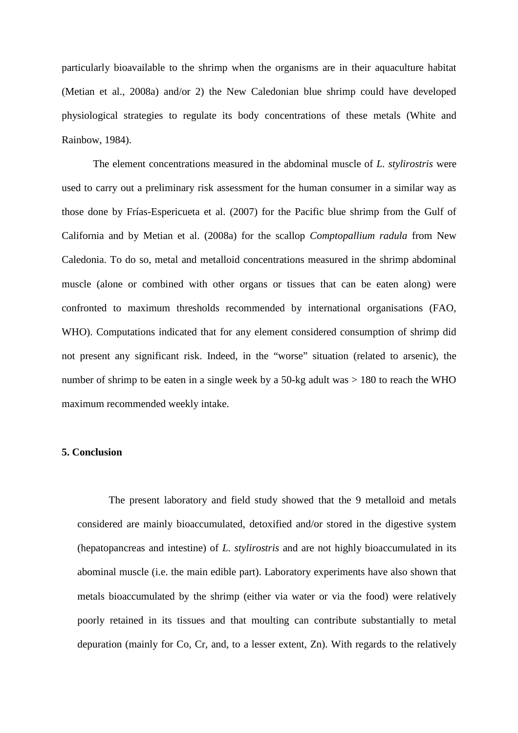particularly bioavailable to the shrimp when the organisms are in their aquaculture habitat (Metian et al., 2008a) and/or 2) the New Caledonian blue shrimp could have developed physiological strategies to regulate its body concentrations of these metals (White and Rainbow, 1984).

The element concentrations measured in the abdominal muscle of *L. stylirostris* were used to carry out a preliminary risk assessment for the human consumer in a similar way as those done by Frías-Espericueta et al. (2007) for the Pacific blue shrimp from the Gulf of California and by Metian et al. (2008a) for the scallop *Comptopallium radula* from New Caledonia. To do so, metal and metalloid concentrations measured in the shrimp abdominal muscle (alone or combined with other organs or tissues that can be eaten along) were confronted to maximum thresholds recommended by international organisations (FAO, WHO). Computations indicated that for any element considered consumption of shrimp did not present any significant risk. Indeed, in the "worse" situation (related to arsenic), the number of shrimp to be eaten in a single week by a 50-kg adult was > 180 to reach the WHO maximum recommended weekly intake.

## 5. Conclusion

The present laboratory and field study showed that the 9 metalloid and metals considered are mainly bioaccumulated, detoxified and/or stored in the digestive system (hepatopancreas and intestine) of *L. stylirostris* and are not highly bioaccumulated in its abominal muscle (i.e. the main edible part). Laboratory experiments have also shown that metals bioaccumulated by the shrimp (either via water or via the food) were relatively poorly retained in its tissues and that moulting can contribute substantially to metal depuration (mainly for Co, Cr, and, to a lesser extent, Zn). With regards to the relatively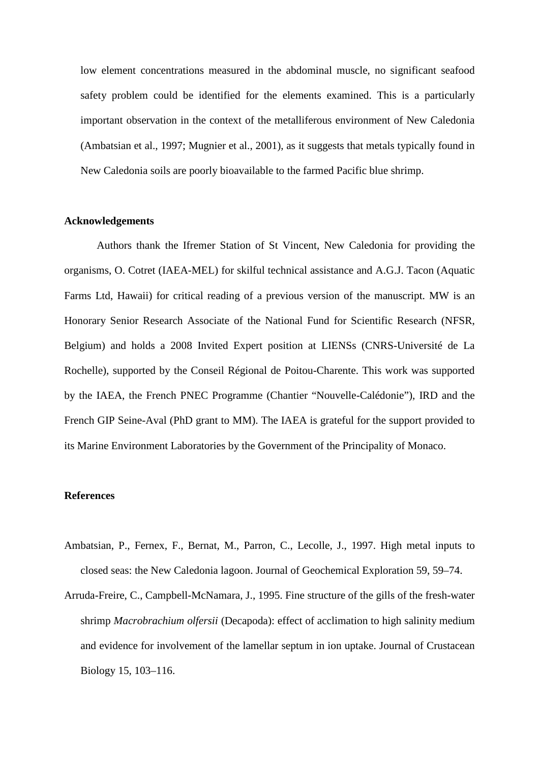low element concentrations measured in the abdominal muscle, no significant seafood safety problem could be identified for the elements examined. This is a particularly important observation in the context of the metalliferous environment of New Caledonia (Ambatsian et al., 1997; Mugnier et al., 2001), as it suggests that metals typically found in New Caledonia soils are poorly bioavailable to the farmed Pacific blue shrimp.

## Acknowledgements

Authors thank the Ifremer Station of St Vincent, New Caledonia for providing the organisms, O. Cotret (IAEA-MEL) for skilful technical assistance and A.G.J. Tacon (Aquatic Farms Ltd, Hawaii) for critical reading of a previous version of the manuscript. MW is an Honorary Senior Research Associate of the National Fund for Scientific Research (NFSR, Belgium) and holds a 2008 Invited Expert position at LIENSs (CNRS-Université de La Rochelle), supported by the Conseil Régional de Poitou-Charente. This work was supported by the IAEA, the French PNEC Programme (Chantier "Nouvelle-Calédonie"), IRD and the French GIP Seine-Aval (PhD grant to MM). The IAEA is grateful for the support provided to its Marine Environment Laboratories by the Government of the Principality of Monaco.

## References

Ambatsian, P., Fernex, F., Bernat, M., Parron, C., Lecolle, J., 1997. High metal inputs to closed seas: the New Caledonia lagoon. Journal of Geochemical Exploration 59, 59–74.

Arruda-Freire, C., Campbell-McNamara, J., 1995. Fine structure of the gills of the fresh-water shrimp *Macrobrachium olfersii* (Decapoda): effect of acclimation to high salinity medium and evidence for involvement of the lamellar septum in ion uptake. Journal of Crustacean Biology 15, 103–116.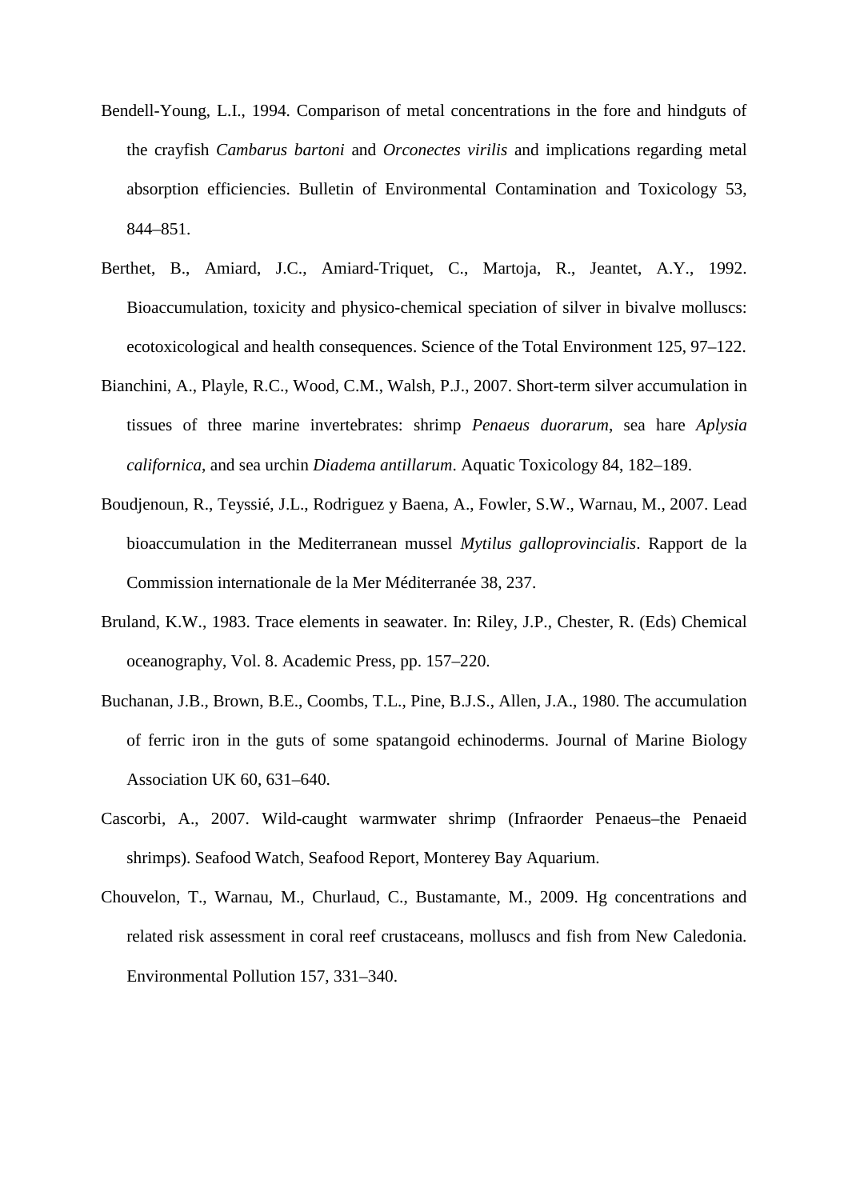Bendell-Young, L.I., 1994. Comparison of metal concentrations in the fore and hindguts of the crayfish *Cambarus bartoni* and *Orconectes virilis* and implications regarding metal absorption efficiencies. Bulletin of Environmental Contamination and Toxicology 53, 844–851.

Berthet, B., Amiard, J.C., Amiard-Triquet, C., Martoja, R., Jeantet, A.Y., 1992. Bioaccumulation, toxicity and physico-chemical speciation of silver in bivalve molluscs: ecotoxicological and health consequences. Science of the Total Environment 125, 97–122.

Bianchini, A., Playle, R.C., Wood, C.M., Walsh, P.J., 2007. Short-term silver accumulation in tissues of three marine invertebrates: shrimp *Penaeus duorarum*, sea hare *Aplysia californica*, and sea urchin *Diadema antillarum*. Aquatic Toxicology 84, 182–189.

Boudjenoun, R., Teyssié, J.L., Rodriguez y Baena, A., Fowler, S.W., Warnau, M., 2007. Lead bioaccumulation in the Mediterranean mussel *Mytilus galloprovincialis*. Rapport de la Commission internationale de la Mer Méditerranée 38, 237.

Bruland, K.W., 1983. Trace elements in seawater. In: Riley, J.P., Chester, R. (Eds) Chemical oceanography, Vol. 8. Academic Press, pp. 157–220.

Buchanan, J.B., Brown, B.E., Coombs, T.L., Pine, B.J.S., Allen, J.A., 1980. The accumulation of ferric iron in the guts of some spatangoid echinoderms. Journal of Marine Biology Association UK 60, 631–640.

Cascorbi, A., 2007. Wild-caught warmwater shrimp (Infraorder Penaeus–the Penaeid shrimps). Seafood Watch, Seafood Report, Monterey Bay Aquarium.

Chouvelon, T., Warnau, M., Churlaud, C., Bustamante, M., 2009. Hg concentrations and related risk assessment in coral reef crustaceans, molluscs and fish from New Caledonia. Environmental Pollution 157, 331–340.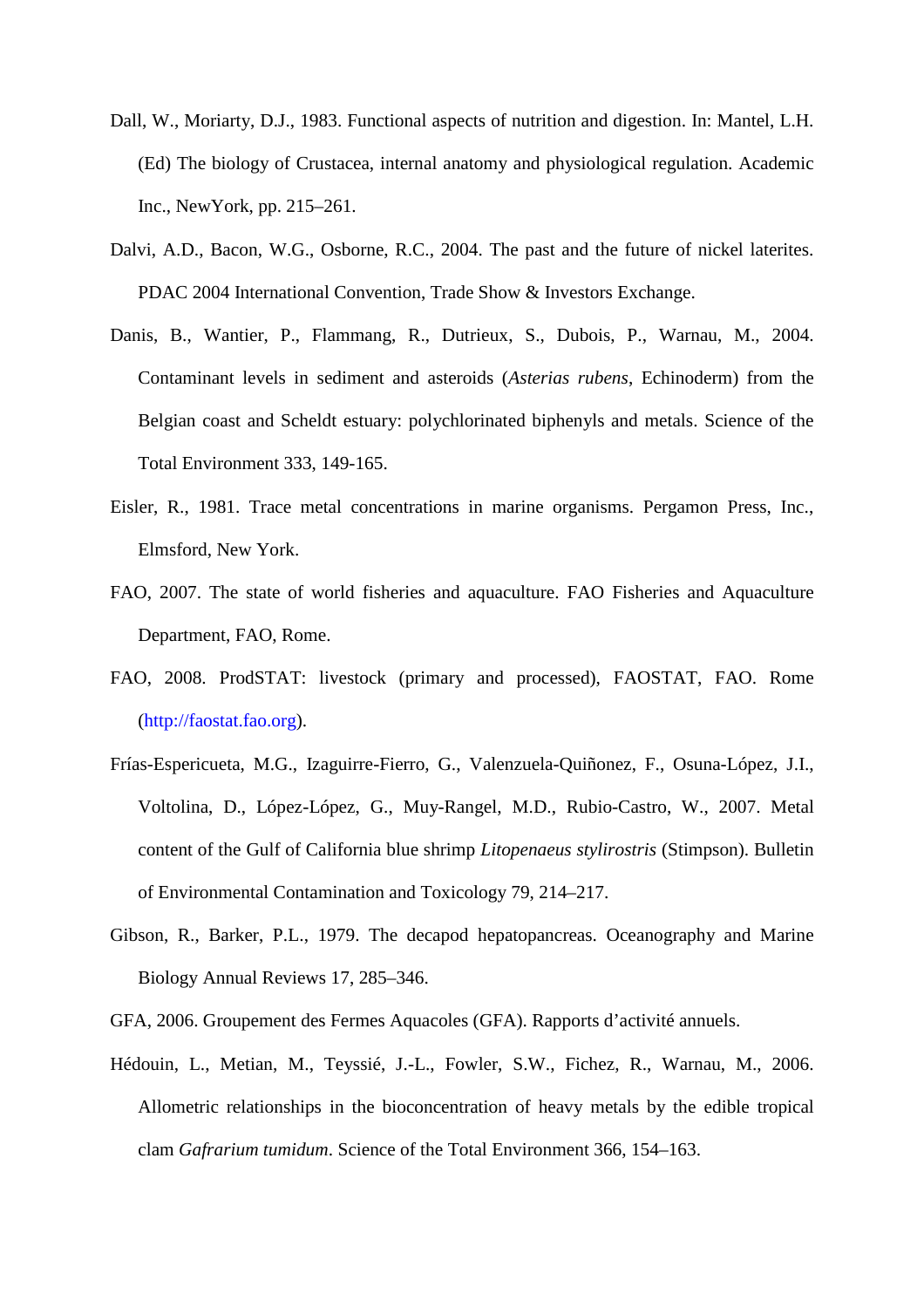Dall, W., Moriarty, D.J., 1983. Functional aspects of nutrition and digestion. In: Mantel, L.H. (Ed) The biology of Crustacea, internal anatomy and physiological regulation. Academic Inc., NewYork, pp. 215–261.

Dalvi, A.D., Bacon, W.G., Osborne, R.C., 2004. The past and the future of nickel laterites. PDAC 2004 International Convention, Trade Show & Investors Exchange.

Danis, B., Wantier, P., Flammang, R., Dutrieux, S., Dubois, P., Warnau, M., 2004. Contaminant levels in sediment and asteroids (*Asterias rubens*, Echinoderm) from the Belgian coast and Scheldt estuary: polychlorinated biphenyls and metals. Science of the Total Environment 333, 149-165.

Eisler, R., 1981. Trace metal concentrations in marine organisms. Pergamon Press, Inc., Elmsford, New York.

FAO, 2007. The state of world fisheries and aquaculture. FAO Fisheries and Aquaculture Department, FAO, Rome.

FAO, 2008. ProdSTAT: livestock (primary and processed), FAOSTAT, FAO. Rome (http://faostat.fao.org).

Frías-Espericueta, M.G., Izaguirre-Fierro, G., Valenzuela-Quiñonez, F., Osuna-López, J.I., Voltolina, D., López-López, G., Muy-Rangel, M.D., Rubio-Castro, W., 2007. Metal content of the Gulf of California blue shrimp *Litopenaeus stylirostris* (Stimpson). Bulletin of Environmental Contamination and Toxicology 79, 214–217.

Gibson, R., Barker, P.L., 1979. The decapod hepatopancreas. Oceanography and Marine Biology Annual Reviews 17, 285–346.

GFA, 2006. Groupement des Fermes Aquacoles (GFA). Rapports d'activité annuels.

Hédouin, L., Metian, M., Teyssié, J.-L., Fowler, S.W., Fichez, R., Warnau, M., 2006. Allometric relationships in the bioconcentration of heavy metals by the edible tropical clam *Gafrarium tumidum*. Science of the Total Environment 366, 154–163.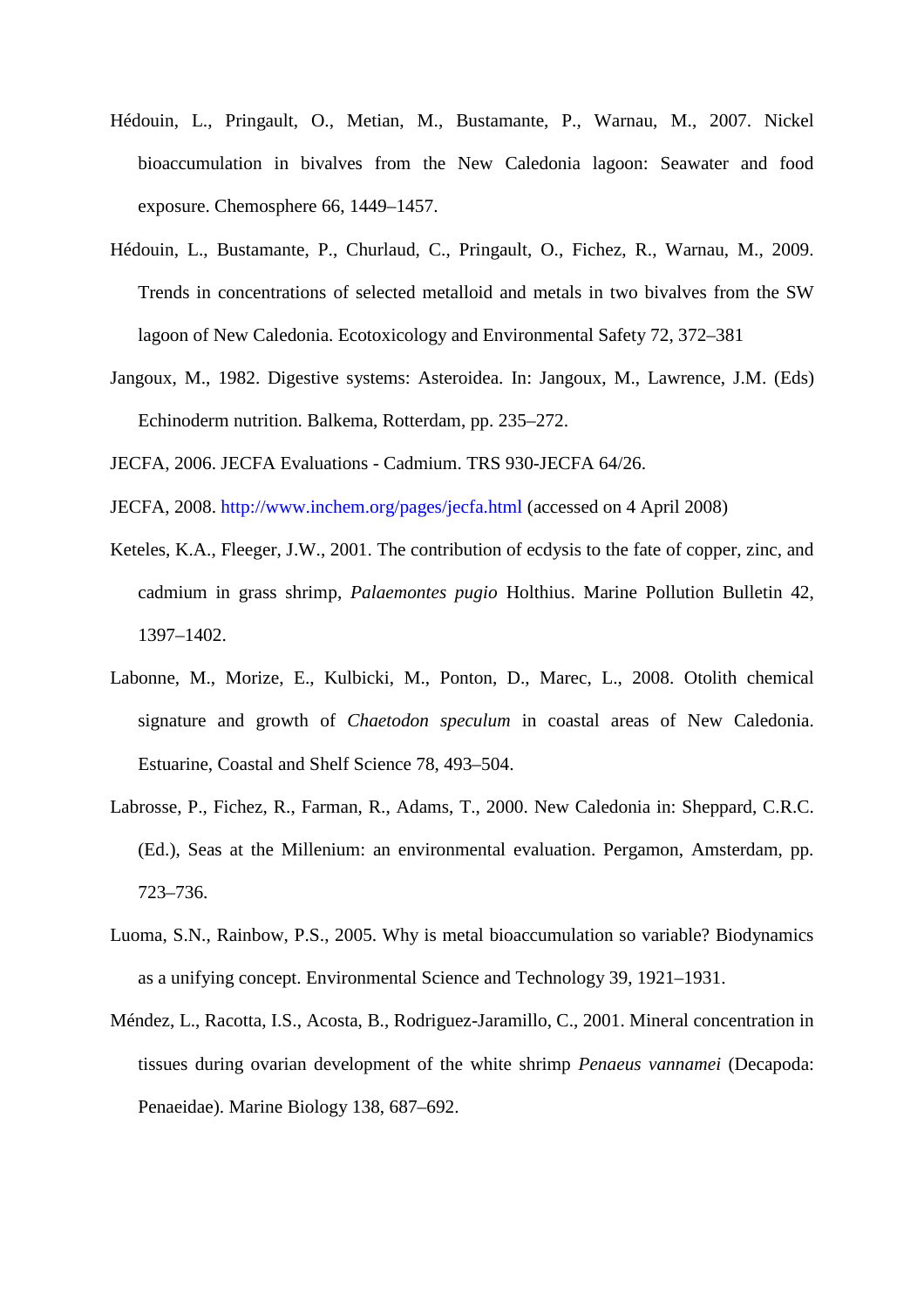Hédouin, L., Pringault, O., Metian, M., Bustamante, P., Warnau, M., 2007. Nickel bioaccumulation in bivalves from the New Caledonia lagoon: Seawater and food exposure. Chemosphere 66, 1449–1457.

Hédouin, L., Bustamante, P., Churlaud, C., Pringault, O., Fichez, R., Warnau, M., 2009. Trends in concentrations of selected metalloid and metals in two bivalves from the SW lagoon of New Caledonia. Ecotoxicology and Environmental Safety 72, 372–381

Jangoux, M., 1982. Digestive systems: Asteroidea. In: Jangoux, M., Lawrence, J.M. (Eds) Echinoderm nutrition. Balkema, Rotterdam, pp. 235–272.

JECFA, 2006. JECFA Evaluations - Cadmium. TRS 930-JECFA 64/26.

JECFA, 2008. http://www.inchem.org/pages/jecfa.html (accessed on 4 April 2008)

Keteles, K.A., Fleeger, J.W., 2001. The contribution of ecdysis to the fate of copper, zinc, and cadmium in grass shrimp, *Palaemontes pugio* Holthius. Marine Pollution Bulletin 42, 1397–1402.

Labonne, M., Morize, E., Kulbicki, M., Ponton, D., Marec, L., 2008. Otolith chemical signature and growth of *Chaetodon speculum* in coastal areas of New Caledonia. Estuarine, Coastal and Shelf Science 78, 493–504.

Labrosse, P., Fichez, R., Farman, R., Adams, T., 2000. New Caledonia in: Sheppard, C.R.C. (Ed.), Seas at the Millenium: an environmental evaluation. Pergamon, Amsterdam, pp. 723–736.

Luoma, S.N., Rainbow, P.S., 2005. Why is metal bioaccumulation so variable? Biodynamics as a unifying concept. Environmental Science and Technology 39, 1921–1931.

Méndez, L., Racotta, I.S., Acosta, B., Rodriguez-Jaramillo, C., 2001. Mineral concentration in tissues during ovarian development of the white shrimp *Penaeus vannamei* (Decapoda: Penaeidae). Marine Biology 138, 687–692.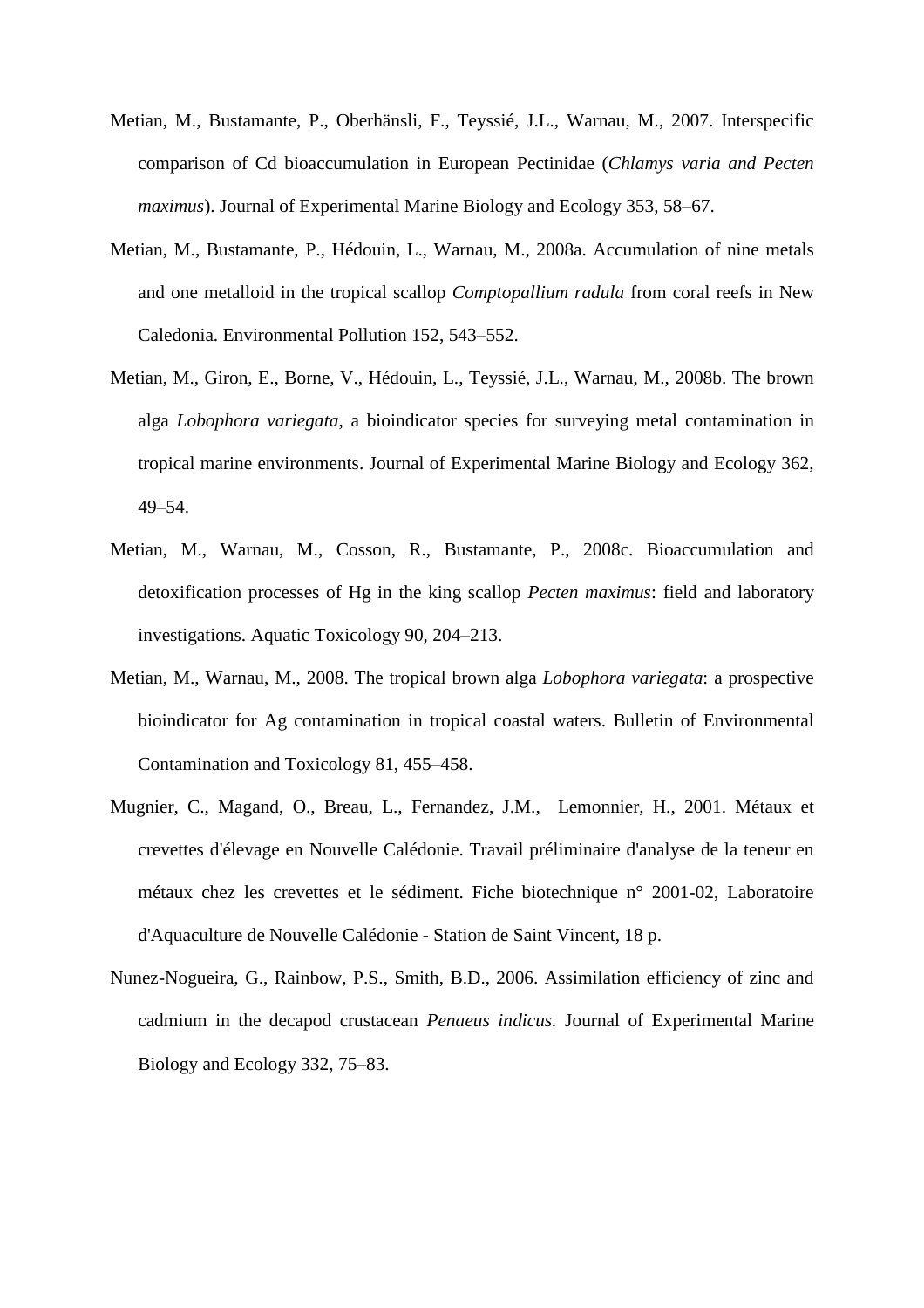Metian, M., Bustamante, P., Oberhänsli, F., Teyssié, J.L., Warnau, M., 2007. Interspecific comparison of Cd bioaccumulation in European Pectinidae (*Chlamys varia and Pecten maximus*). Journal of Experimental Marine Biology and Ecology 353, 58–67.

Metian, M., Bustamante, P., Hédouin, L., Warnau, M., 2008a. Accumulation of nine metals and one metalloid in the tropical scallop *Comptopallium radula* from coral reefs in New Caledonia. Environmental Pollution 152, 543–552.

Metian, M., Giron, E., Borne, V., Hédouin, L., Teyssié, J.L., Warnau, M., 2008b. The brown alga *Lobophora variegata*, a bioindicator species for surveying metal contamination in tropical marine environments. Journal of Experimental Marine Biology and Ecology 362, 49–54.

Metian, M., Warnau, M., Cosson, R., Bustamante, P., 2008c. Bioaccumulation and detoxification processes of Hg in the king scallop *Pecten maximus*: field and laboratory investigations. Aquatic Toxicology 90, 204–213.

Metian, M., Warnau, M., 2008. The tropical brown alga *Lobophora variegata*: a prospective bioindicator for Ag contamination in tropical coastal waters. Bulletin of Environmental Contamination and Toxicology 81, 455–458.

Mugnier, C., Magand, O., Breau, L., Fernandez, J.M., Lemonnier, H., 2001. Métaux et crevettes d'élevage en Nouvelle Calédonie. Travail préliminaire d'analyse de la teneur en métaux chez les crevettes et le sédiment. Fiche biotechnique n° 2001-02, Laboratoire d'Aquaculture de Nouvelle Calédonie - Station de Saint Vincent, 18 p.

Nunez-Nogueira, G., Rainbow, P.S., Smith, B.D., 2006. Assimilation efficiency of zinc and cadmium in the decapod crustacean *Penaeus indicus.* Journal of Experimental Marine Biology and Ecology 332, 75–83.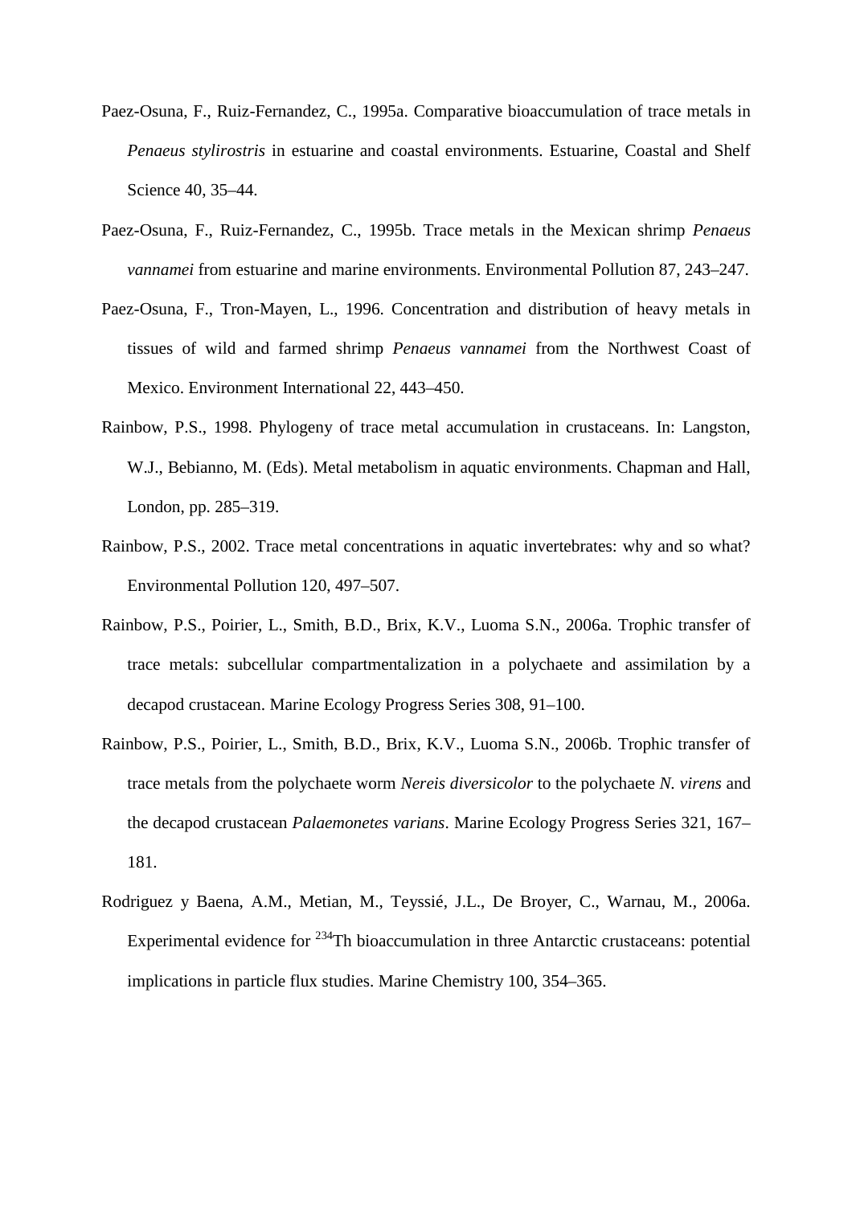Paez-Osuna, F., Ruiz-Fernandez, C., 1995a. Comparative bioaccumulation of trace metals in *Penaeus stylirostris* in estuarine and coastal environments. Estuarine, Coastal and Shelf Science 40, 35–44.

Paez-Osuna, F., Ruiz-Fernandez, C., 1995b. Trace metals in the Mexican shrimp *Penaeus vannamei* from estuarine and marine environments. Environmental Pollution 87, 243–247.

Paez-Osuna, F., Tron-Mayen, L., 1996. Concentration and distribution of heavy metals in tissues of wild and farmed shrimp *Penaeus vannamei* from the Northwest Coast of Mexico. Environment International 22, 443–450.

Rainbow, P.S., 1998. Phylogeny of trace metal accumulation in crustaceans. In: Langston, W.J., Bebianno, M. (Eds). Metal metabolism in aquatic environments. Chapman and Hall, London, pp. 285–319.

Rainbow, P.S., 2002. Trace metal concentrations in aquatic invertebrates: why and so what? Environmental Pollution 120, 497–507.

Rainbow, P.S., Poirier, L., Smith, B.D., Brix, K.V., Luoma S.N., 2006a. Trophic transfer of trace metals: subcellular compartmentalization in a polychaete and assimilation by a decapod crustacean. Marine Ecology Progress Series 308, 91–100.

Rainbow, P.S., Poirier, L., Smith, B.D., Brix, K.V., Luoma S.N., 2006b. Trophic transfer of trace metals from the polychaete worm *Nereis diversicolor* to the polychaete *N. virens* and the decapod crustacean *Palaemonetes varians*. Marine Ecology Progress Series 321, 167–181.

Rodriguez y Baena, A.M., Metian, M., Teyssié, J.L., De Broyer, C., Warnau, M., 2006a. Experimental evidence for $^{234}$Th bioaccumulation in three Antarctic crustaceans: potential implications in particle flux studies. Marine Chemistry 100, 354–365.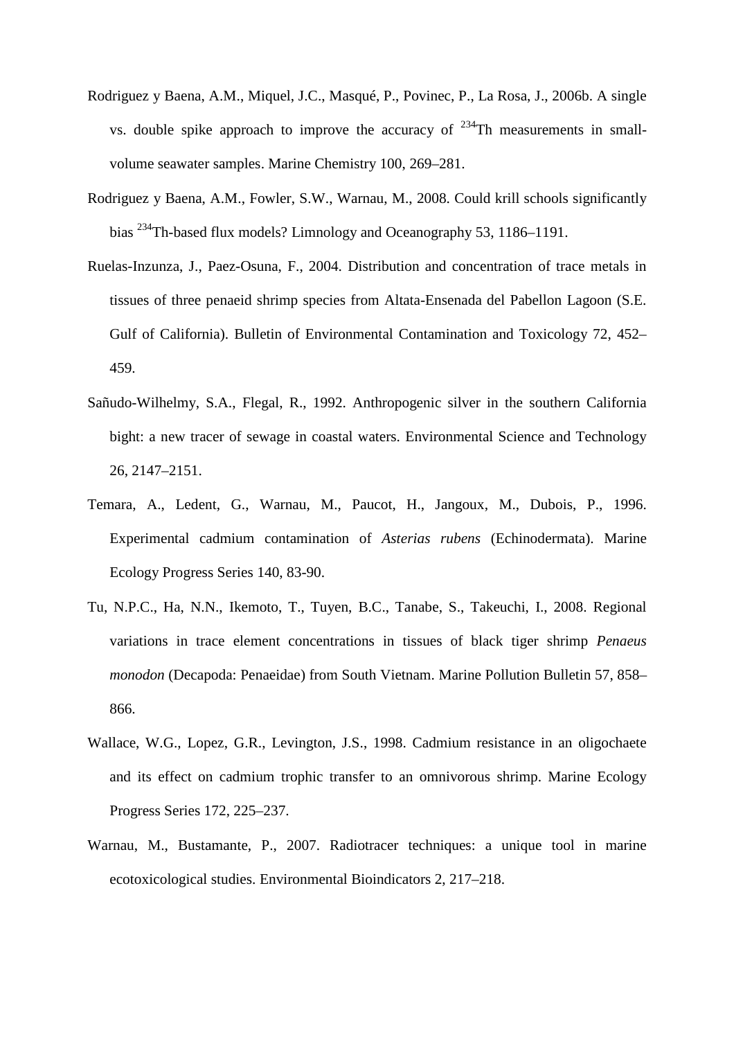Rodriguez y Baena, A.M., Miquel, J.C., Masqué, P., Povinec, P., La Rosa, J., 2006b. A single vs. double spike approach to improve the accuracy of $^{234}$Th measurements in small-volume seawater samples. Marine Chemistry 100, 269–281.

Rodriguez y Baena, A.M., Fowler, S.W., Warnau, M., 2008. Could krill schools significantly bias $^{234}$Th-based flux models? Limnology and Oceanography 53, 1186–1191.

Ruelas-Inzunza, J., Paez-Osuna, F., 2004. Distribution and concentration of trace metals in tissues of three penaeid shrimp species from Altata-Ensenada del Pabellon Lagoon (S.E. Gulf of California). Bulletin of Environmental Contamination and Toxicology 72, 452–459.

Sañudo-Wilhelmy, S.A., Flegal, R., 1992. Anthropogenic silver in the southern California bight: a new tracer of sewage in coastal waters. Environmental Science and Technology 26, 2147–2151.

Temara, A., Ledent, G., Warnau, M., Paucot, H., Jangoux, M., Dubois, P., 1996. Experimental cadmium contamination of *Asterias rubens* (Echinodermata). Marine Ecology Progress Series 140, 83-90.

Tu, N.P.C., Ha, N.N., Ikemoto, T., Tuyen, B.C., Tanabe, S., Takeuchi, I., 2008. Regional variations in trace element concentrations in tissues of black tiger shrimp *Penaeus monodon* (Decapoda: Penaeidae) from South Vietnam. Marine Pollution Bulletin 57, 858–866.

Wallace, W.G., Lopez, G.R., Levington, J.S., 1998. Cadmium resistance in an oligochaete and its effect on cadmium trophic transfer to an omnivorous shrimp. Marine Ecology Progress Series 172, 225–237.

Warnau, M., Bustamante, P., 2007. Radiotracer techniques: a unique tool in marine ecotoxicological studies. Environmental Bioindicators 2, 217–218.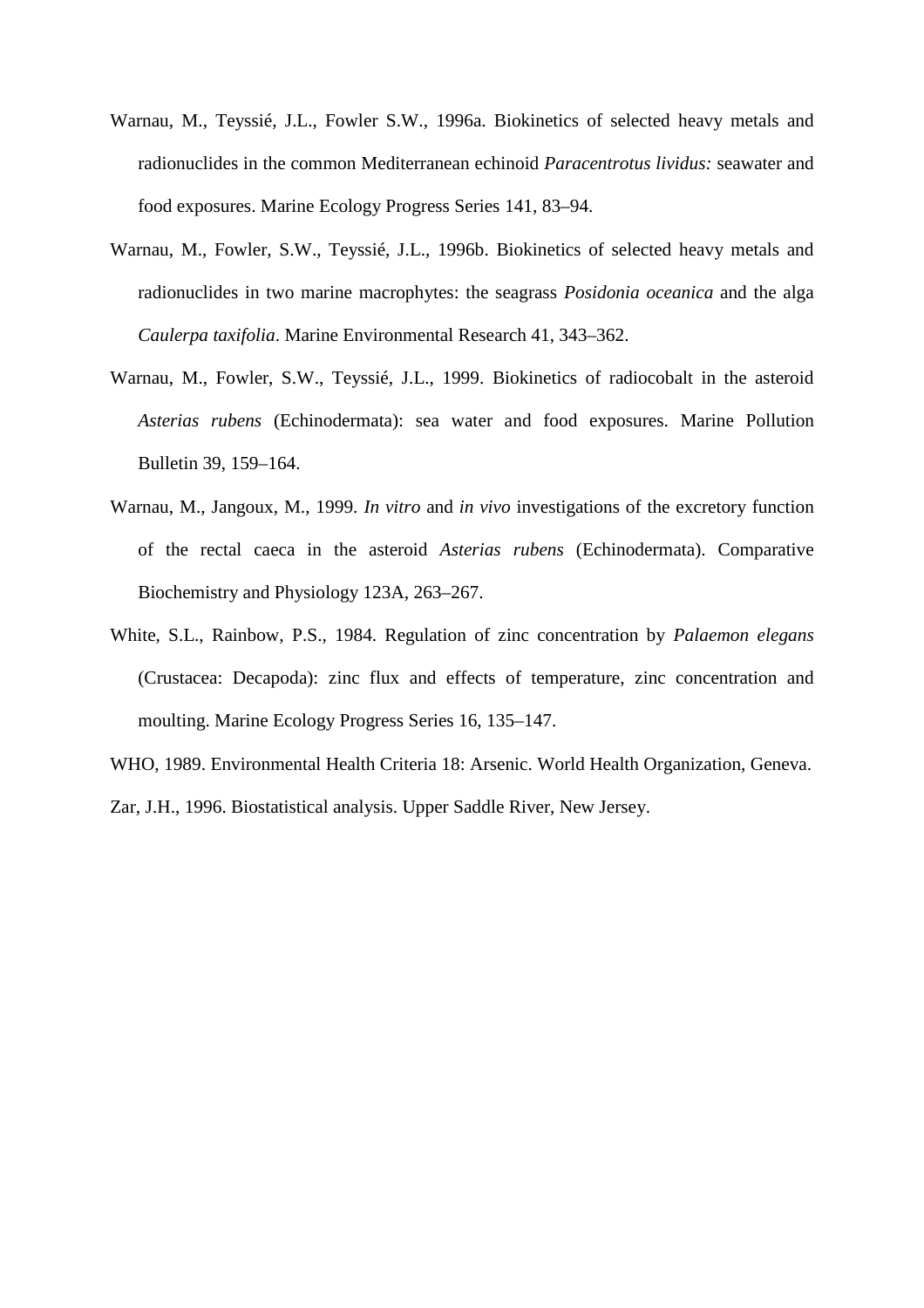Warnau, M., Teyssié, J.L., Fowler S.W., 1996a. Biokinetics of selected heavy metals and radionuclides in the common Mediterranean echinoid *Paracentrotus lividus:* seawater and food exposures. Marine Ecology Progress Series 141, 83–94.

Warnau, M., Fowler, S.W., Teyssié, J.L., 1996b. Biokinetics of selected heavy metals and radionuclides in two marine macrophytes: the seagrass *Posidonia oceanica* and the alga *Caulerpa taxifolia*. Marine Environmental Research 41, 343–362.

Warnau, M., Fowler, S.W., Teyssié, J.L., 1999. Biokinetics of radiocobalt in the asteroid *Asterias rubens* (Echinodermata): sea water and food exposures. Marine Pollution Bulletin 39, 159–164.

Warnau, M., Jangoux, M., 1999. *In vitro* and *in vivo* investigations of the excretory function of the rectal caeca in the asteroid *Asterias rubens* (Echinodermata). Comparative Biochemistry and Physiology 123A, 263–267.

White, S.L., Rainbow, P.S., 1984. Regulation of zinc concentration by *Palaemon elegans* (Crustacea: Decapoda): zinc flux and effects of temperature, zinc concentration and moulting. Marine Ecology Progress Series 16, 135–147.

WHO, 1989. Environmental Health Criteria 18: Arsenic. World Health Organization, Geneva.

Zar, J.H., 1996. Biostatistical analysis. Upper Saddle River, New Jersey.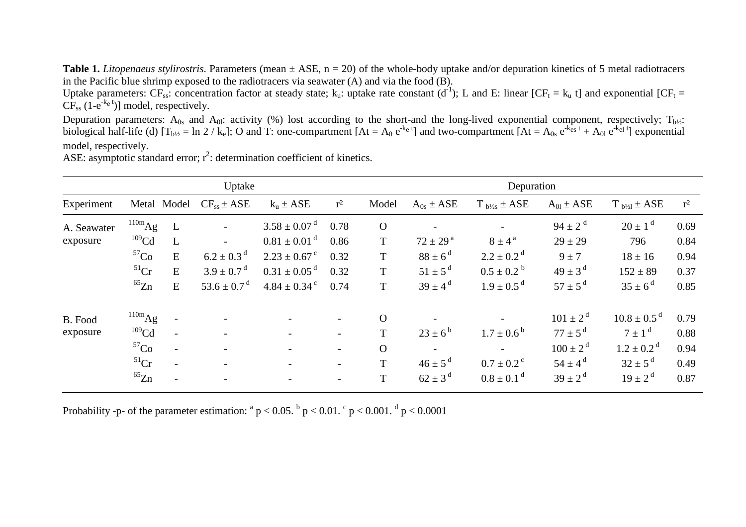**Table 1.** *Litopenaeus stylirostris*. Parameters (mean ± ASE, n = 20) of the whole-body uptake and/or depuration kinetics of 5 metal radiotracers in the Pacific blue shrimp exposed to the radiotracers via seawater (A) and via the food (B).

Uptake parameters: $CF_{ss}$: concentration factor at steady state; $k_u$: uptake rate constant ($d^{-1}$); L and E: linear [$CF_t = k_u\, t$] and exponential [$CF_t = CF_{ss}\,(1-e^{-k_e\, t})$] model, respectively.

Depuration parameters: $A_{0s}$ and $A_{0l}$: activity (%) lost according to the short-and the long-lived exponential component, respectively; $T_{b½}$: biological half-life (d) [$T_{b½} = \ln 2 / k_e$]; O and T: one-compartment [$At = A_0\, e^{-k_e\, t}$] and two-compartment [$At = A_{0s}\, e^{-k_{es}\, t} + A_{0l}\, e^{-k_{el}\, t}$] exponential model, respectively.

ASE: asymptotic standard error; $r^2$: determination coefficient of kinetics.

| | | Uptake | | | | Depuration | | | | | |
|---|---|---|---|---|---|---|---|---|---|---|---|
| Experiment | Metal | Model | $CF_{ss}$ ± ASE | $k_u$ ± ASE | r² | Model | $A_{0s}$ ± ASE | $T_{b½s}$ ± ASE | $A_{0l}$ ± ASE | $T_{b½l}$ ± ASE | r² |
| A. Seawater exposure | $^{110m}Ag$ | L | - | 3.58 ± 0.07 [d] | 0.78 | O | - | - | 94 ± 2 [d] | 20 ± 1 [d] | 0.69 |
| | $^{109}Cd$ | L | - | 0.81 ± 0.01 [d] | 0.86 | T | 72 ± 29 [a] | 8 ± 4 [a] | 29 ± 29 | 796 | 0.84 |
| | $^{57}Co$ | E | 6.2 ± 0.3 [d] | 2.23 ± 0.67 [c] | 0.32 | T | 88 ± 6 [d] | 2.2 ± 0.2 [d] | 9 ± 7 | 18 ± 16 | 0.94 |
| | $^{51}Cr$ | E | 3.9 ± 0.7 [d] | 0.31 ± 0.05 [d] | 0.32 | T | 51 ± 5 [d] | 0.5 ± 0.2 [b] | 49 ± 3 [d] | 152 ± 89 | 0.37 |
| | $^{65}Zn$ | E | 53.6 ± 0.7 [d] | 4.84 ± 0.34 [c] | 0.74 | T | 39 ± 4 [d] | 1.9 ± 0.5 [d] | 57 ± 5 [d] | 35 ± 6 [d] | 0.85 |
| B. Food exposure | $^{110m}Ag$ | - | - | - | - | O | - | - | 101 ± 2 [d] | 10.8 ± 0.5 [d] | 0.79 |
| | $^{109}Cd$ | - | - | - | - | T | 23 ± 6 [b] | 1.7 ± 0.6 [b] | 77 ± 5 [d] | 7 ± 1 [d] | 0.88 |
| | $^{57}Co$ | - | - | - | - | O | - | - | 100 ± 2 [d] | 1.2 ± 0.2 [d] | 0.94 |
| | $^{51}Cr$ | - | - | - | - | T | 46 ± 5 [d] | 0.7 ± 0.2 [c] | 54 ± 4 [d] | 32 ± 5 [d] | 0.49 |
| | $^{65}Zn$ | - | - | - | - | T | 62 ± 3 [d] | 0.8 ± 0.1 [d] | 39 ± 2 [d] | 19 ± 2 [d] | 0.87 |

Probability -p- of the parameter estimation: [a] $p < 0.05$. [b] $p < 0.01$. [c] $p < 0.001$. [d] $p < 0.0001$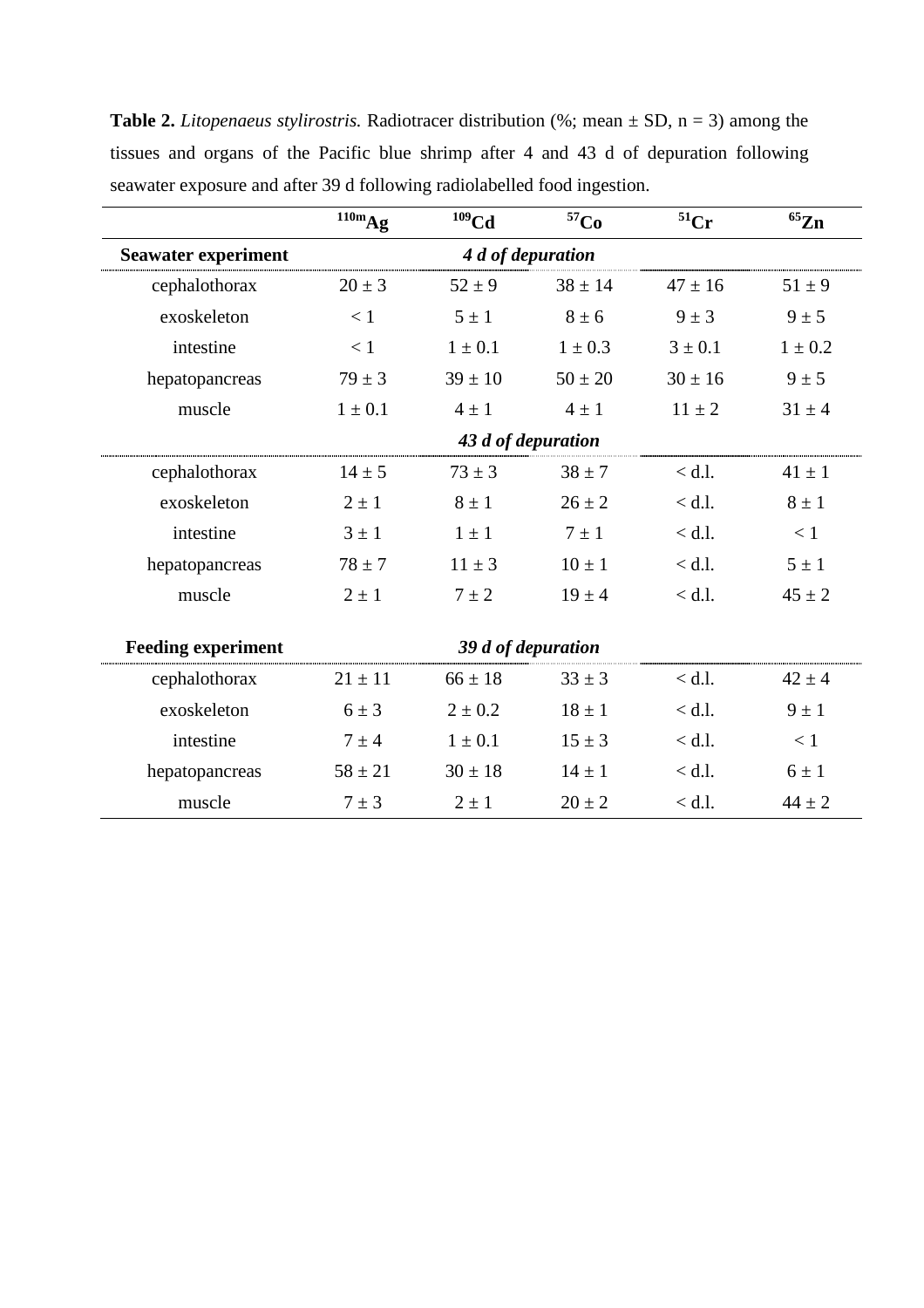**Table 2.** *Litopenaeus stylirostris.* Radiotracer distribution (%; mean ± SD, n = 3) among the tissues and organs of the Pacific blue shrimp after 4 and 43 d of depuration following seawater exposure and after 39 d following radiolabelled food ingestion.

| | $^{110m}$Ag | $^{109}$Cd | $^{57}$Co | $^{51}$Cr | $^{65}$Zn |
|---|---|---|---|---|---|
| **Seawater experiment** | | | ***4 d of depuration*** | | |
| cephalothorax | 20 ± 3 | 52 ± 9 | 38 ± 14 | 47 ± 16 | 51 ± 9 |
| exoskeleton | < 1 | 5 ± 1 | 8 ± 6 | 9 ± 3 | 9 ± 5 |
| intestine | < 1 | 1 ± 0.1 | 1 ± 0.3 | 3 ± 0.1 | 1 ± 0.2 |
| hepatopancreas | 79 ± 3 | 39 ± 10 | 50 ± 20 | 30 ± 16 | 9 ± 5 |
| muscle | 1 ± 0.1 | 4 ± 1 | 4 ± 1 | 11 ± 2 | 31 ± 4 |
| | | | ***43 d of depuration*** | | |
| cephalothorax | 14 ± 5 | 73 ± 3 | 38 ± 7 | < d.l. | 41 ± 1 |
| exoskeleton | 2 ± 1 | 8 ± 1 | 26 ± 2 | < d.l. | 8 ± 1 |
| intestine | 3 ± 1 | 1 ± 1 | 7 ± 1 | < d.l. | < 1 |
| hepatopancreas | 78 ± 7 | 11 ± 3 | 10 ± 1 | < d.l. | 5 ± 1 |
| muscle | 2 ± 1 | 7 ± 2 | 19 ± 4 | < d.l. | 45 ± 2 |
| **Feeding experiment** | | | ***39 d of depuration*** | | |
| cephalothorax | 21 ± 11 | 66 ± 18 | 33 ± 3 | < d.l. | 42 ± 4 |
| exoskeleton | 6 ± 3 | 2 ± 0.2 | 18 ± 1 | < d.l. | 9 ± 1 |
| intestine | 7 ± 4 | 1 ± 0.1 | 15 ± 3 | < d.l. | < 1 |
| hepatopancreas | 58 ± 21 | 30 ± 18 | 14 ± 1 | < d.l. | 6 ± 1 |
| muscle | 7 ± 3 | 2 ± 1 | 20 ± 2 | < d.l. | 44 ± 2 |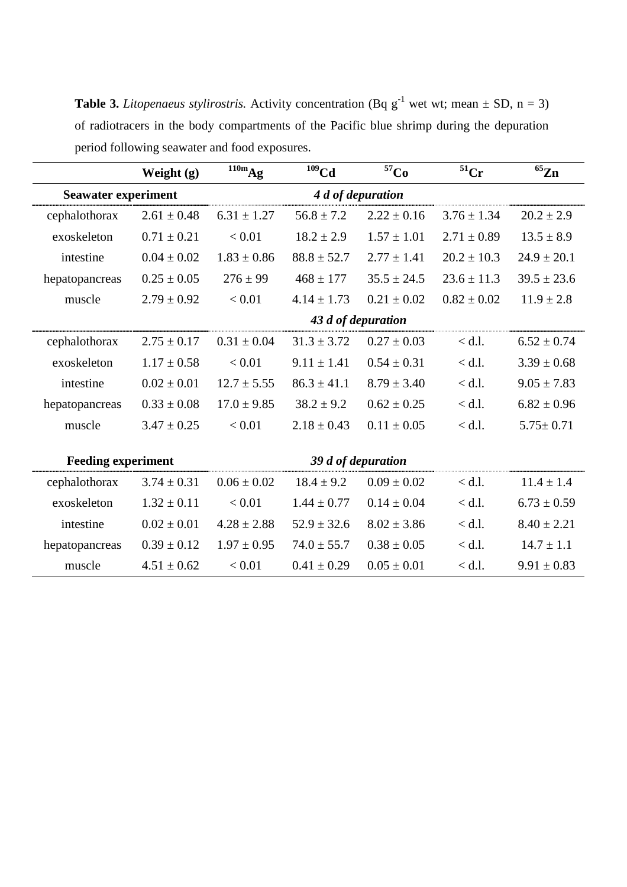**Table 3.** *Litopenaeus stylirostris.* Activity concentration (Bq $g^{-1}$ wet wt; mean ± SD, n = 3) of radiotracers in the body compartments of the Pacific blue shrimp during the depuration period following seawater and food exposures.

| | Weight (g) | $^{110m}$Ag | $^{109}$Cd | $^{57}$Co | $^{51}$Cr | $^{65}$Zn |
|---|---|---|---|---|---|---|
| **Seawater experiment** | | | | ***4 d of depuration*** | | |
| cephalothorax | 2.61 ± 0.48 | 6.31 ± 1.27 | 56.8 ± 7.2 | 2.22 ± 0.16 | 3.76 ± 1.34 | 20.2 ± 2.9 |
| exoskeleton | 0.71 ± 0.21 | < 0.01 | 18.2 ± 2.9 | 1.57 ± 1.01 | 2.71 ± 0.89 | 13.5 ± 8.9 |
| intestine | 0.04 ± 0.02 | 1.83 ± 0.86 | 88.8 ± 52.7 | 2.77 ± 1.41 | 20.2 ± 10.3 | 24.9 ± 20.1 |
| hepatopancreas | 0.25 ± 0.05 | 276 ± 99 | 468 ± 177 | 35.5 ± 24.5 | 23.6 ± 11.3 | 39.5 ± 23.6 |
| muscle | 2.79 ± 0.92 | < 0.01 | 4.14 ± 1.73 | 0.21 ± 0.02 | 0.82 ± 0.02 | 11.9 ± 2.8 |
| | | | | ***43 d of depuration*** | | |
| cephalothorax | 2.75 ± 0.17 | 0.31 ± 0.04 | 31.3 ± 3.72 | 0.27 ± 0.03 | < d.l. | 6.52 ± 0.74 |
| exoskeleton | 1.17 ± 0.58 | < 0.01 | 9.11 ± 1.41 | 0.54 ± 0.31 | < d.l. | 3.39 ± 0.68 |
| intestine | 0.02 ± 0.01 | 12.7 ± 5.55 | 86.3 ± 41.1 | 8.79 ± 3.40 | < d.l. | 9.05 ± 7.83 |
| hepatopancreas | 0.33 ± 0.08 | 17.0 ± 9.85 | 38.2 ± 9.2 | 0.62 ± 0.25 | < d.l. | 6.82 ± 0.96 |
| muscle | 3.47 ± 0.25 | < 0.01 | 2.18 ± 0.43 | 0.11 ± 0.05 | < d.l. | 5.75± 0.71 |
| **Feeding experiment** | | | | ***39 d of depuration*** | | |
| cephalothorax | 3.74 ± 0.31 | 0.06 ± 0.02 | 18.4 ± 9.2 | 0.09 ± 0.02 | < d.l. | 11.4 ± 1.4 |
| exoskeleton | 1.32 ± 0.11 | < 0.01 | 1.44 ± 0.77 | 0.14 ± 0.04 | < d.l. | 6.73 ± 0.59 |
| intestine | 0.02 ± 0.01 | 4.28 ± 2.88 | 52.9 ± 32.6 | 8.02 ± 3.86 | < d.l. | 8.40 ± 2.21 |
| hepatopancreas | 0.39 ± 0.12 | 1.97 ± 0.95 | 74.0 ± 55.7 | 0.38 ± 0.05 | < d.l. | 14.7 ± 1.1 |
| muscle | 4.51 ± 0.62 | < 0.01 | 0.41 ± 0.29 | 0.05 ± 0.01 | < d.l. | 9.91 ± 0.83 |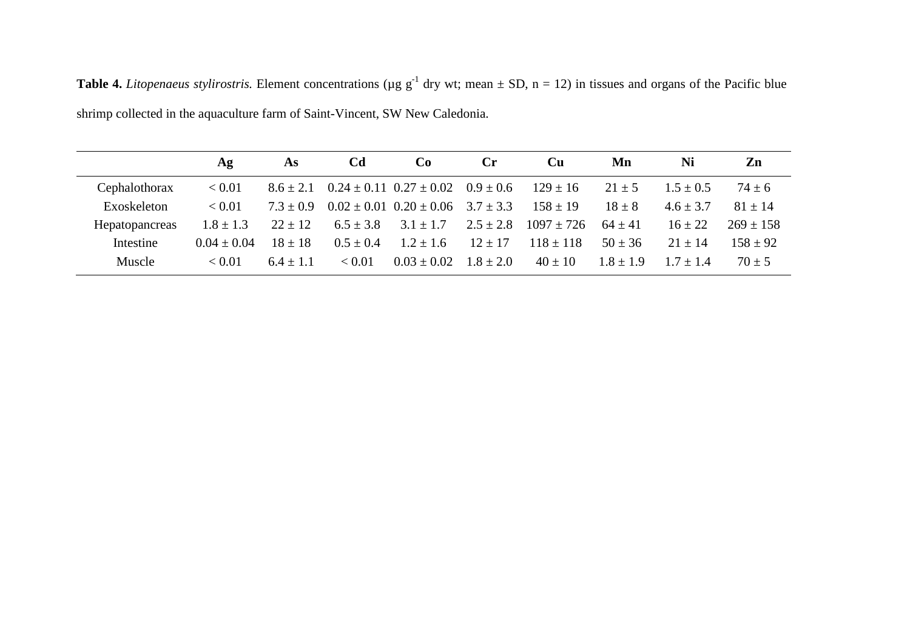**Table 4.** *Litopenaeus stylirostris.* Element concentrations (µg g$^{-1}$ dry wt; mean ± SD, n = 12) in tissues and organs of the Pacific blue shrimp collected in the aquaculture farm of Saint-Vincent, SW New Caledonia.

| | **Ag** | **As** | **Cd** | **Co** | **Cr** | **Cu** | **Mn** | **Ni** | **Zn** |
|---|---|---|---|---|---|---|---|---|---|
| Cephalothorax | < 0.01 | 8.6 ± 2.1 | 0.24 ± 0.11 | 0.27 ± 0.02 | 0.9 ± 0.6 | 129 ± 16 | 21 ± 5 | 1.5 ± 0.5 | 74 ± 6 |
| Exoskeleton | < 0.01 | 7.3 ± 0.9 | 0.02 ± 0.01 | 0.20 ± 0.06 | 3.7 ± 3.3 | 158 ± 19 | 18 ± 8 | 4.6 ± 3.7 | 81 ± 14 |
| Hepatopancreas | 1.8 ± 1.3 | 22 ± 12 | 6.5 ± 3.8 | 3.1 ± 1.7 | 2.5 ± 2.8 | 1097 ± 726 | 64 ± 41 | 16 ± 22 | 269 ± 158 |
| Intestine | 0.04 ± 0.04 | 18 ± 18 | 0.5 ± 0.4 | 1.2 ± 1.6 | 12 ± 17 | 118 ± 118 | 50 ± 36 | 21 ± 14 | 158 ± 92 |
| Muscle | < 0.01 | 6.4 ± 1.1 | < 0.01 | 0.03 ± 0.02 | 1.8 ± 2.0 | 40 ± 10 | 1.8 ± 1.9 | 1.7 ± 1.4 | 70 ± 5 |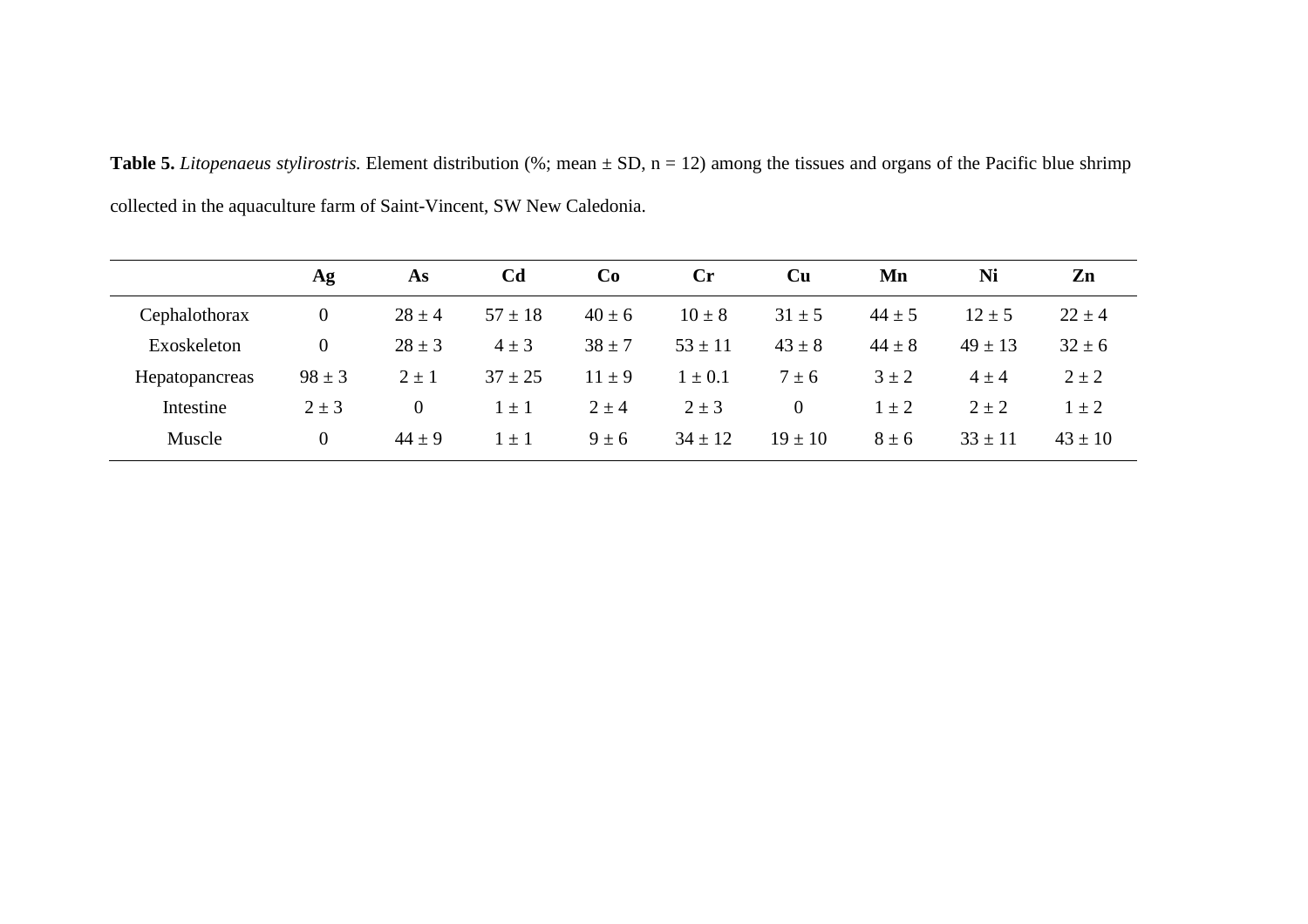**Table 5.** *Litopenaeus stylirostris.* Element distribution (%; mean ± SD, n = 12) among the tissues and organs of the Pacific blue shrimp collected in the aquaculture farm of Saint-Vincent, SW New Caledonia.

| | **Ag** | **As** | **Cd** | **Co** | **Cr** | **Cu** | **Mn** | **Ni** | **Zn** |
|---|---|---|---|---|---|---|---|---|---|
| Cephalothorax | 0 | 28 ± 4 | 57 ± 18 | 40 ± 6 | 10 ± 8 | 31 ± 5 | 44 ± 5 | 12 ± 5 | 22 ± 4 |
| Exoskeleton | 0 | 28 ± 3 | 4 ± 3 | 38 ± 7 | 53 ± 11 | 43 ± 8 | 44 ± 8 | 49 ± 13 | 32 ± 6 |
| Hepatopancreas | 98 ± 3 | 2 ± 1 | 37 ± 25 | 11 ± 9 | 1 ± 0.1 | 7 ± 6 | 3 ± 2 | 4 ± 4 | 2 ± 2 |
| Intestine | 2 ± 3 | 0 | 1 ± 1 | 2 ± 4 | 2 ± 3 | 0 | 1 ± 2 | 2 ± 2 | 1 ± 2 |
| Muscle | 0 | 44 ± 9 | 1 ± 1 | 9 ± 6 | 34 ± 12 | 19 ± 10 | 8 ± 6 | 33 ± 11 | 43 ± 10 |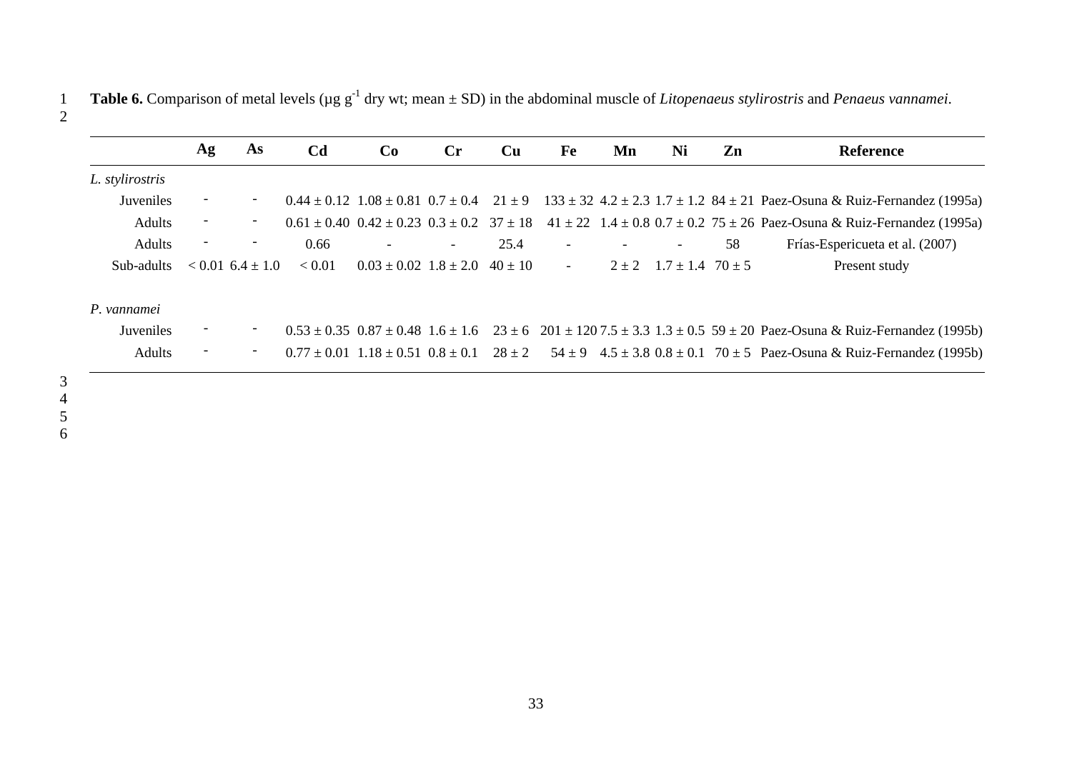**Table 6.** Comparison of metal levels (μg $g^{-1}$ dry wt; mean ± SD) in the abdominal muscle of *Litopenaeus stylirostris* and *Penaeus vannamei*.

| | Ag | As | Cd | Co | Cr | Cu | Fe | Mn | Ni | Zn | Reference |
|---|---|---|---|---|---|---|---|---|---|---|---|
| *L. stylirostris* | | | | | | | | | | | |
| Juveniles | - | - | 0.44 ± 0.12 | 1.08 ± 0.81 | 0.7 ± 0.4 | 21 ± 9 | 133 ± 32 | 4.2 ± 2.3 | 1.7 ± 1.2 | 84 ± 21 | Paez-Osuna & Ruiz-Fernandez (1995a) |
| Adults | - | - | 0.61 ± 0.40 | 0.42 ± 0.23 | 0.3 ± 0.2 | 37 ± 18 | 41 ± 22 | 1.4 ± 0.8 | 0.7 ± 0.2 | 75 ± 26 | Paez-Osuna & Ruiz-Fernandez (1995a) |
| Adults | - | - | 0.66 | - | - | 25.4 | - | - | - | 58 | Frías-Espericueta et al. (2007) |
| Sub-adults | < 0.01 | 6.4 ± 1.0 | < 0.01 | 0.03 ± 0.02 | 1.8 ± 2.0 | 40 ± 10 | - | 2 ± 2 | 1.7 ± 1.4 | 70 ± 5 | Present study |
| *P. vannamei* | | | | | | | | | | | |
| Juveniles | - | - | 0.53 ± 0.35 | 0.87 ± 0.48 | 1.6 ± 1.6 | 23 ± 6 | 201 ± 120 | 7.5 ± 3.3 | 1.3 ± 0.5 | 59 ± 20 | Paez-Osuna & Ruiz-Fernandez (1995b) |
| Adults | - | - | 0.77 ± 0.01 | 1.18 ± 0.51 | 0.8 ± 0.1 | 28 ± 2 | 54 ± 9 | 4.5 ± 3.8 | 0.8 ± 0.1 | 70 ± 5 | Paez-Osuna & Ruiz-Fernandez (1995b) |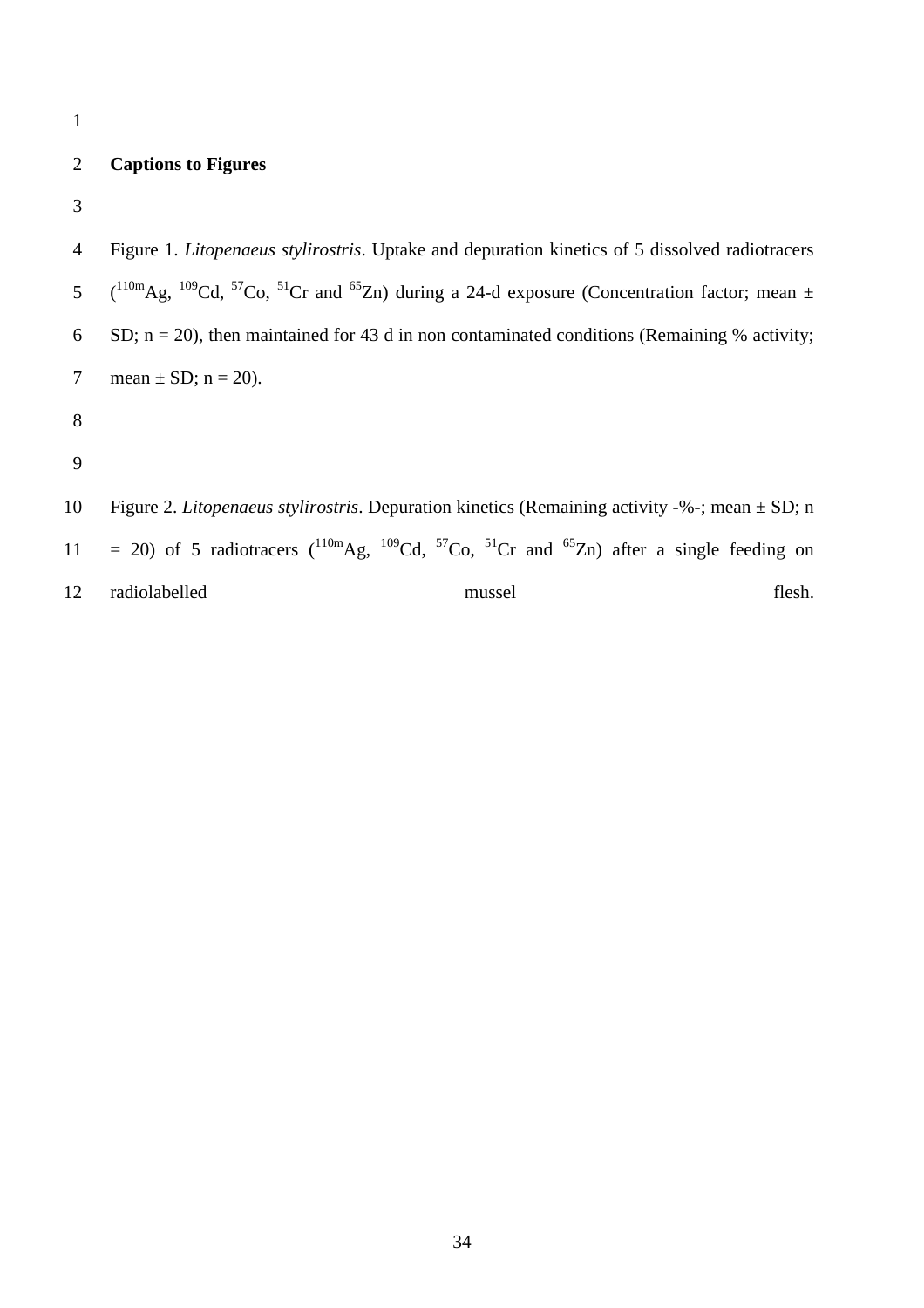**Captions to Figures**

Figure 1. *Litopenaeus stylirostris*. Uptake and depuration kinetics of 5 dissolved radiotracers ($^{110m}Ag$, $^{109}Cd$, $^{57}Co$, $^{51}Cr$ and $^{65}Zn$) during a 24-d exposure (Concentration factor; mean ± SD; n = 20), then maintained for 43 d in non contaminated conditions (Remaining % activity; mean ± SD; n = 20).

Figure 2. *Litopenaeus stylirostris*. Depuration kinetics (Remaining activity -%-; mean ± SD; n = 20) of 5 radiotracers ($^{110m}Ag$, $^{109}Cd$, $^{57}Co$, $^{51}Cr$ and $^{65}Zn$) after a single feeding on radiolabelled mussel flesh.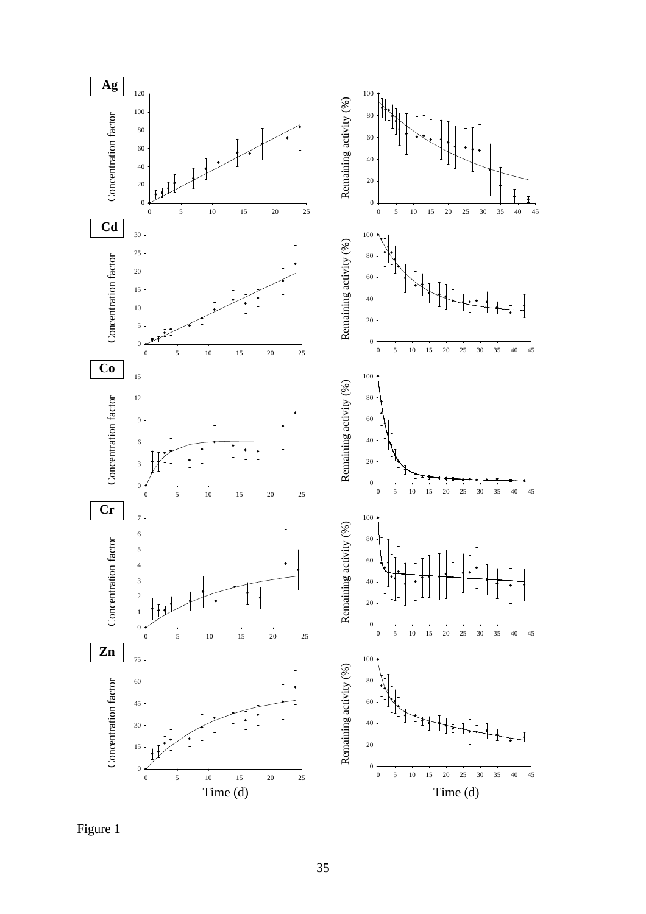Figure 1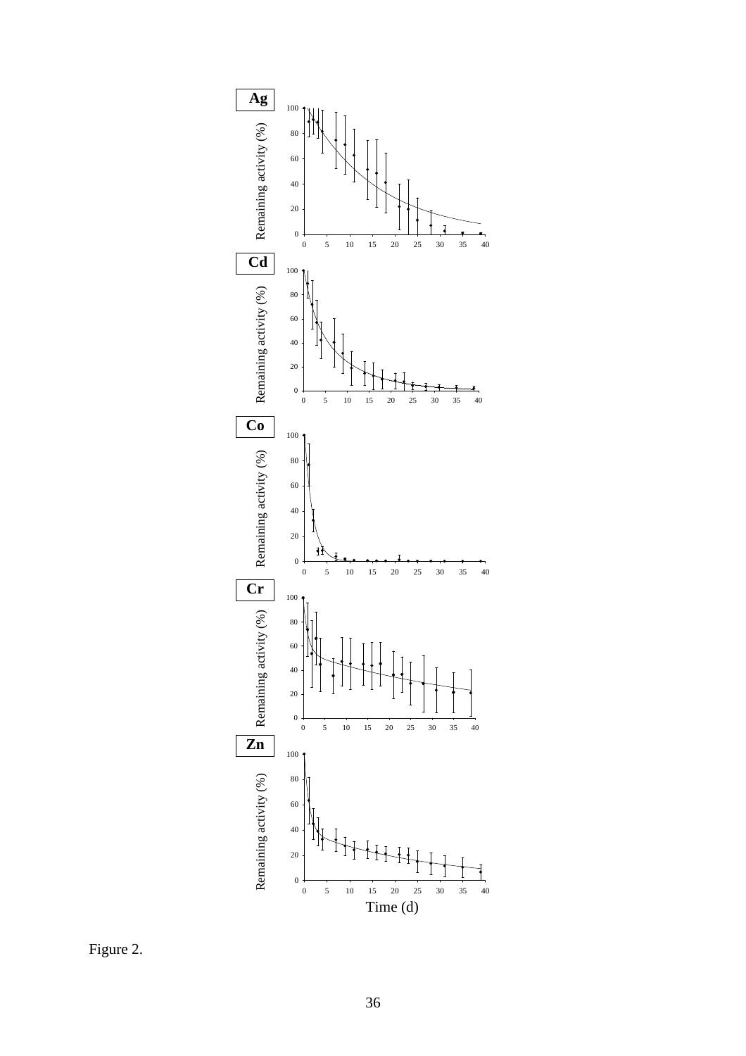Ag

Remaining activity (%)

100
80
60
40
20
0

0 5 10 15 20 25 30 35 40

Cd

Remaining activity (%)

100
80
60
40
20
0

0 5 10 15 20 25 30 35 40

Co

Remaining activity (%)

100
80
60
40
20
0

0 5 10 15 20 25 30 35 40

Cr

Remaining activity (%)

100
80
60
40
20
0

0 5 10 15 20 25 30 35 40

Zn

Remaining activity (%)

100
80
60
40
20
0

0 5 10 15 20 25 30 35 40

Time (d)

Figure 2.